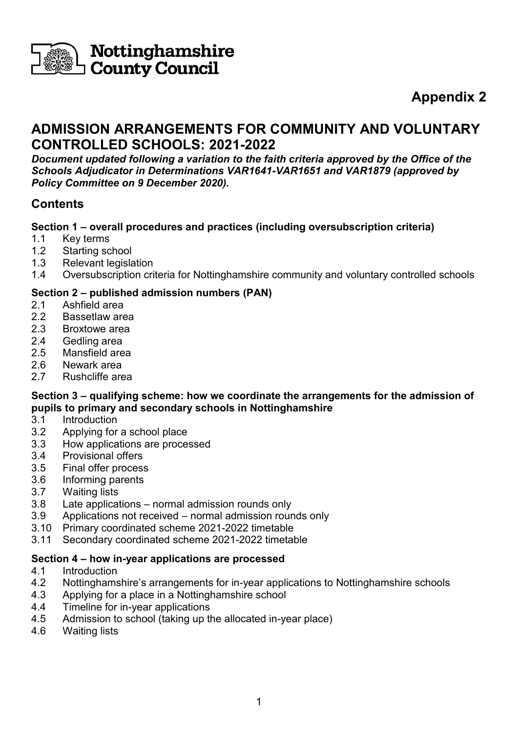Nottinghamshire County Council

**Appendix 2**

# ADMISSION ARRANGEMENTS FOR COMMUNITY AND VOLUNTARY CONTROLLED SCHOOLS: 2021-2022

***Document updated following a variation to the faith criteria approved by the Office of the Schools Adjudicator in Determinations VAR1641-VAR1651 and VAR1879 (approved by Policy Committee on 9 December 2020).***

## Contents

**Section 1 – overall procedures and practices (including oversubscription criteria)**

1.1 Key terms
1.2 Starting school
1.3 Relevant legislation
1.4 Oversubscription criteria for Nottinghamshire community and voluntary controlled schools

**Section 2 – published admission numbers (PAN)**

2.1 Ashfield area
2.2 Bassetlaw area
2.3 Broxtowe area
2.4 Gedling area
2.5 Mansfield area
2.6 Newark area
2.7 Rushcliffe area

**Section 3 – qualifying scheme: how we coordinate the arrangements for the admission of pupils to primary and secondary schools in Nottinghamshire**

3.1 Introduction
3.2 Applying for a school place
3.3 How applications are processed
3.4 Provisional offers
3.5 Final offer process
3.6 Informing parents
3.7 Waiting lists
3.8 Late applications – normal admission rounds only
3.9 Applications not received – normal admission rounds only
3.10 Primary coordinated scheme 2021-2022 timetable
3.11 Secondary coordinated scheme 2021-2022 timetable

**Section 4 – how in-year applications are processed**

4.1 Introduction
4.2 Nottinghamshire's arrangements for in-year applications to Nottinghamshire schools
4.3 Applying for a place in a Nottinghamshire school
4.4 Timeline for in-year applications
4.5 Admission to school (taking up the allocated in-year place)
4.6 Waiting lists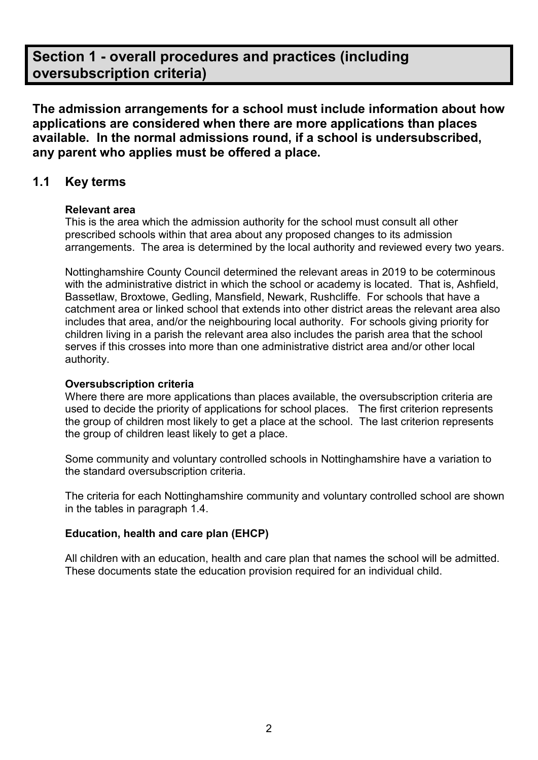# Section 1 - overall procedures and practices (including oversubscription criteria)

**The admission arrangements for a school must include information about how applications are considered when there are more applications than places available. In the normal admissions round, if a school is undersubscribed, any parent who applies must be offered a place.**

## 1.1 Key terms

**Relevant area**

This is the area which the admission authority for the school must consult all other prescribed schools within that area about any proposed changes to its admission arrangements. The area is determined by the local authority and reviewed every two years.

Nottinghamshire County Council determined the relevant areas in 2019 to be coterminous with the administrative district in which the school or academy is located. That is, Ashfield, Bassetlaw, Broxtowe, Gedling, Mansfield, Newark, Rushcliffe. For schools that have a catchment area or linked school that extends into other district areas the relevant area also includes that area, and/or the neighbouring local authority. For schools giving priority for children living in a parish the relevant area also includes the parish area that the school serves if this crosses into more than one administrative district area and/or other local authority.

**Oversubscription criteria**

Where there are more applications than places available, the oversubscription criteria are used to decide the priority of applications for school places. The first criterion represents the group of children most likely to get a place at the school. The last criterion represents the group of children least likely to get a place.

Some community and voluntary controlled schools in Nottinghamshire have a variation to the standard oversubscription criteria.

The criteria for each Nottinghamshire community and voluntary controlled school are shown in the tables in paragraph 1.4.

**Education, health and care plan (EHCP)**

All children with an education, health and care plan that names the school will be admitted. These documents state the education provision required for an individual child.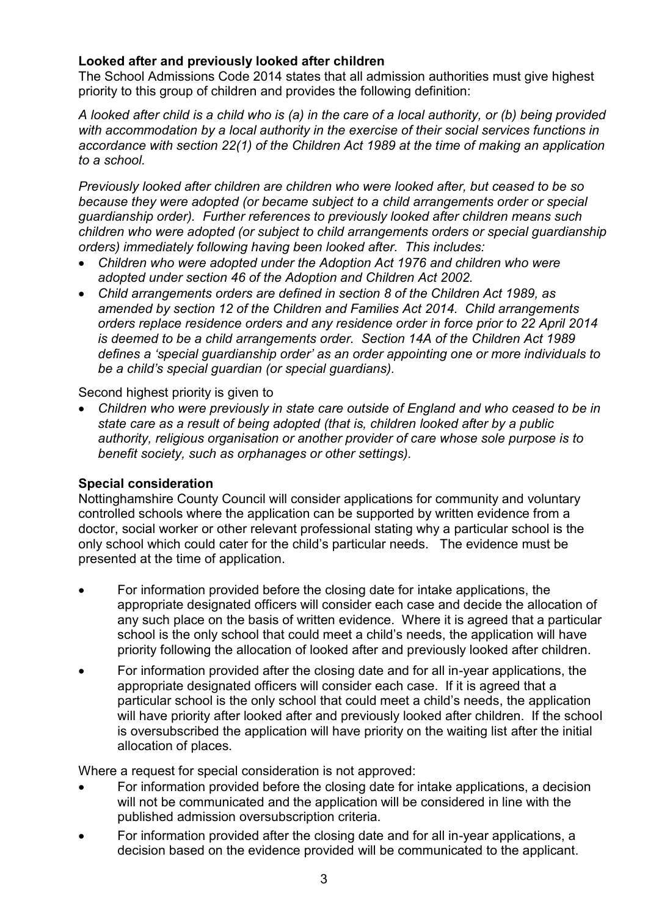**Looked after and previously looked after children**

The School Admissions Code 2014 states that all admission authorities must give highest priority to this group of children and provides the following definition:

*A looked after child is a child who is (a) in the care of a local authority, or (b) being provided with accommodation by a local authority in the exercise of their social services functions in accordance with section 22(1) of the Children Act 1989 at the time of making an application to a school.*

*Previously looked after children are children who were looked after, but ceased to be so because they were adopted (or became subject to a child arrangements order or special guardianship order). Further references to previously looked after children means such children who were adopted (or subject to child arrangements orders or special guardianship orders) immediately following having been looked after. This includes:*

- *Children who were adopted under the Adoption Act 1976 and children who were adopted under section 46 of the Adoption and Children Act 2002.*
- *Child arrangements orders are defined in section 8 of the Children Act 1989, as amended by section 12 of the Children and Families Act 2014. Child arrangements orders replace residence orders and any residence order in force prior to 22 April 2014 is deemed to be a child arrangements order. Section 14A of the Children Act 1989 defines a 'special guardianship order' as an order appointing one or more individuals to be a child's special guardian (or special guardians).*

Second highest priority is given to

- *Children who were previously in state care outside of England and who ceased to be in state care as a result of being adopted (that is, children looked after by a public authority, religious organisation or another provider of care whose sole purpose is to benefit society, such as orphanages or other settings).*

**Special consideration**

Nottinghamshire County Council will consider applications for community and voluntary controlled schools where the application can be supported by written evidence from a doctor, social worker or other relevant professional stating why a particular school is the only school which could cater for the child's particular needs. The evidence must be presented at the time of application.

- For information provided before the closing date for intake applications, the appropriate designated officers will consider each case and decide the allocation of any such place on the basis of written evidence. Where it is agreed that a particular school is the only school that could meet a child's needs, the application will have priority following the allocation of looked after and previously looked after children.
- For information provided after the closing date and for all in-year applications, the appropriate designated officers will consider each case. If it is agreed that a particular school is the only school that could meet a child's needs, the application will have priority after looked after and previously looked after children. If the school is oversubscribed the application will have priority on the waiting list after the initial allocation of places.

Where a request for special consideration is not approved:

- For information provided before the closing date for intake applications, a decision will not be communicated and the application will be considered in line with the published admission oversubscription criteria.
- For information provided after the closing date and for all in-year applications, a decision based on the evidence provided will be communicated to the applicant.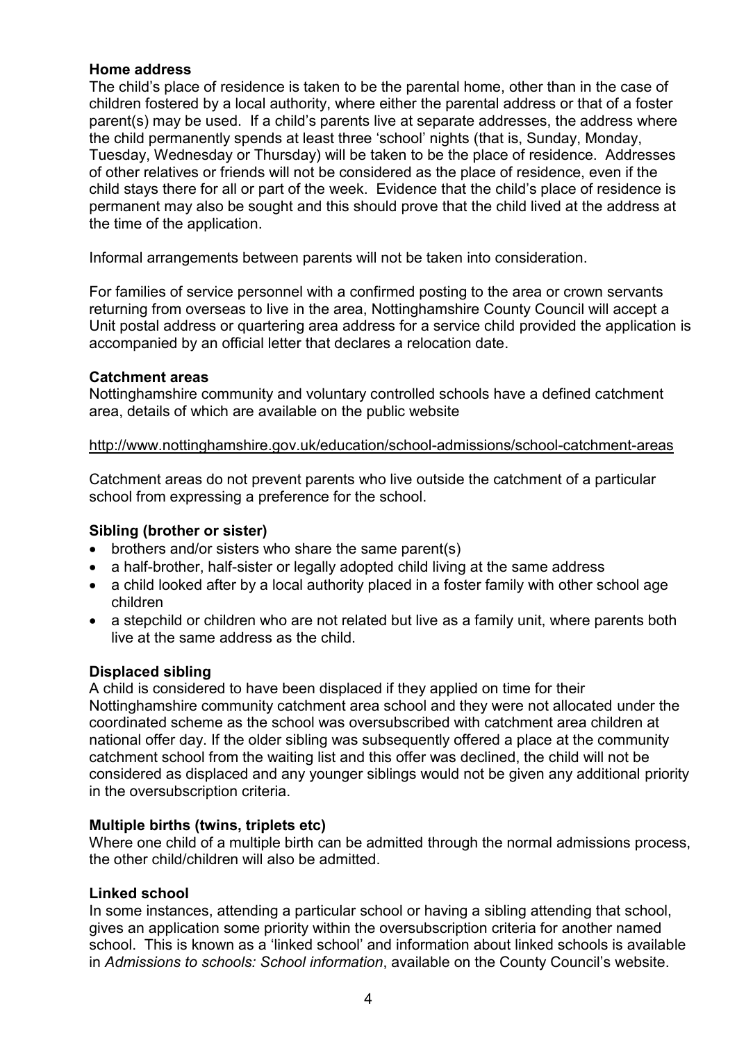**Home address**

The child's place of residence is taken to be the parental home, other than in the case of children fostered by a local authority, where either the parental address or that of a foster parent(s) may be used. If a child's parents live at separate addresses, the address where the child permanently spends at least three 'school' nights (that is, Sunday, Monday, Tuesday, Wednesday or Thursday) will be taken to be the place of residence. Addresses of other relatives or friends will not be considered as the place of residence, even if the child stays there for all or part of the week. Evidence that the child's place of residence is permanent may also be sought and this should prove that the child lived at the address at the time of the application.

Informal arrangements between parents will not be taken into consideration.

For families of service personnel with a confirmed posting to the area or crown servants returning from overseas to live in the area, Nottinghamshire County Council will accept a Unit postal address or quartering area address for a service child provided the application is accompanied by an official letter that declares a relocation date.

**Catchment areas**

Nottinghamshire community and voluntary controlled schools have a defined catchment area, details of which are available on the public website

http://www.nottinghamshire.gov.uk/education/school-admissions/school-catchment-areas

Catchment areas do not prevent parents who live outside the catchment of a particular school from expressing a preference for the school.

**Sibling (brother or sister)**

- brothers and/or sisters who share the same parent(s)
- a half-brother, half-sister or legally adopted child living at the same address
- a child looked after by a local authority placed in a foster family with other school age children
- a stepchild or children who are not related but live as a family unit, where parents both live at the same address as the child.

**Displaced sibling**

A child is considered to have been displaced if they applied on time for their Nottinghamshire community catchment area school and they were not allocated under the coordinated scheme as the school was oversubscribed with catchment area children at national offer day. If the older sibling was subsequently offered a place at the community catchment school from the waiting list and this offer was declined, the child will not be considered as displaced and any younger siblings would not be given any additional priority in the oversubscription criteria.

**Multiple births (twins, triplets etc)**

Where one child of a multiple birth can be admitted through the normal admissions process, the other child/children will also be admitted.

**Linked school**

In some instances, attending a particular school or having a sibling attending that school, gives an application some priority within the oversubscription criteria for another named school. This is known as a 'linked school' and information about linked schools is available in *Admissions to schools: School information*, available on the County Council's website.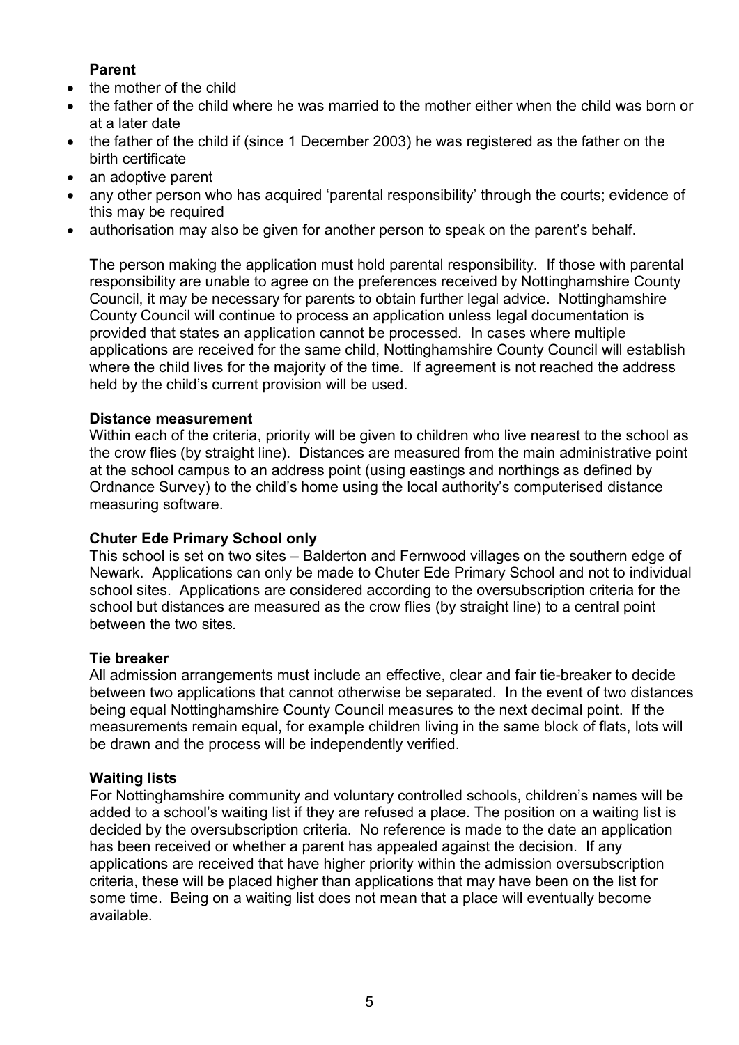**Parent**

- the mother of the child
- the father of the child where he was married to the mother either when the child was born or at a later date
- the father of the child if (since 1 December 2003) he was registered as the father on the birth certificate
- an adoptive parent
- any other person who has acquired 'parental responsibility' through the courts; evidence of this may be required
- authorisation may also be given for another person to speak on the parent's behalf.

The person making the application must hold parental responsibility. If those with parental responsibility are unable to agree on the preferences received by Nottinghamshire County Council, it may be necessary for parents to obtain further legal advice. Nottinghamshire County Council will continue to process an application unless legal documentation is provided that states an application cannot be processed. In cases where multiple applications are received for the same child, Nottinghamshire County Council will establish where the child lives for the majority of the time. If agreement is not reached the address held by the child's current provision will be used.

**Distance measurement**

Within each of the criteria, priority will be given to children who live nearest to the school as the crow flies (by straight line). Distances are measured from the main administrative point at the school campus to an address point (using eastings and northings as defined by Ordnance Survey) to the child's home using the local authority's computerised distance measuring software.

**Chuter Ede Primary School only**

This school is set on two sites – Balderton and Fernwood villages on the southern edge of Newark. Applications can only be made to Chuter Ede Primary School and not to individual school sites. Applications are considered according to the oversubscription criteria for the school but distances are measured as the crow flies (by straight line) to a central point between the two sites*.*

**Tie breaker**

All admission arrangements must include an effective, clear and fair tie-breaker to decide between two applications that cannot otherwise be separated. In the event of two distances being equal Nottinghamshire County Council measures to the next decimal point. If the measurements remain equal, for example children living in the same block of flats, lots will be drawn and the process will be independently verified.

**Waiting lists**

For Nottinghamshire community and voluntary controlled schools, children's names will be added to a school's waiting list if they are refused a place. The position on a waiting list is decided by the oversubscription criteria. No reference is made to the date an application has been received or whether a parent has appealed against the decision. If any applications are received that have higher priority within the admission oversubscription criteria, these will be placed higher than applications that may have been on the list for some time. Being on a waiting list does not mean that a place will eventually become available.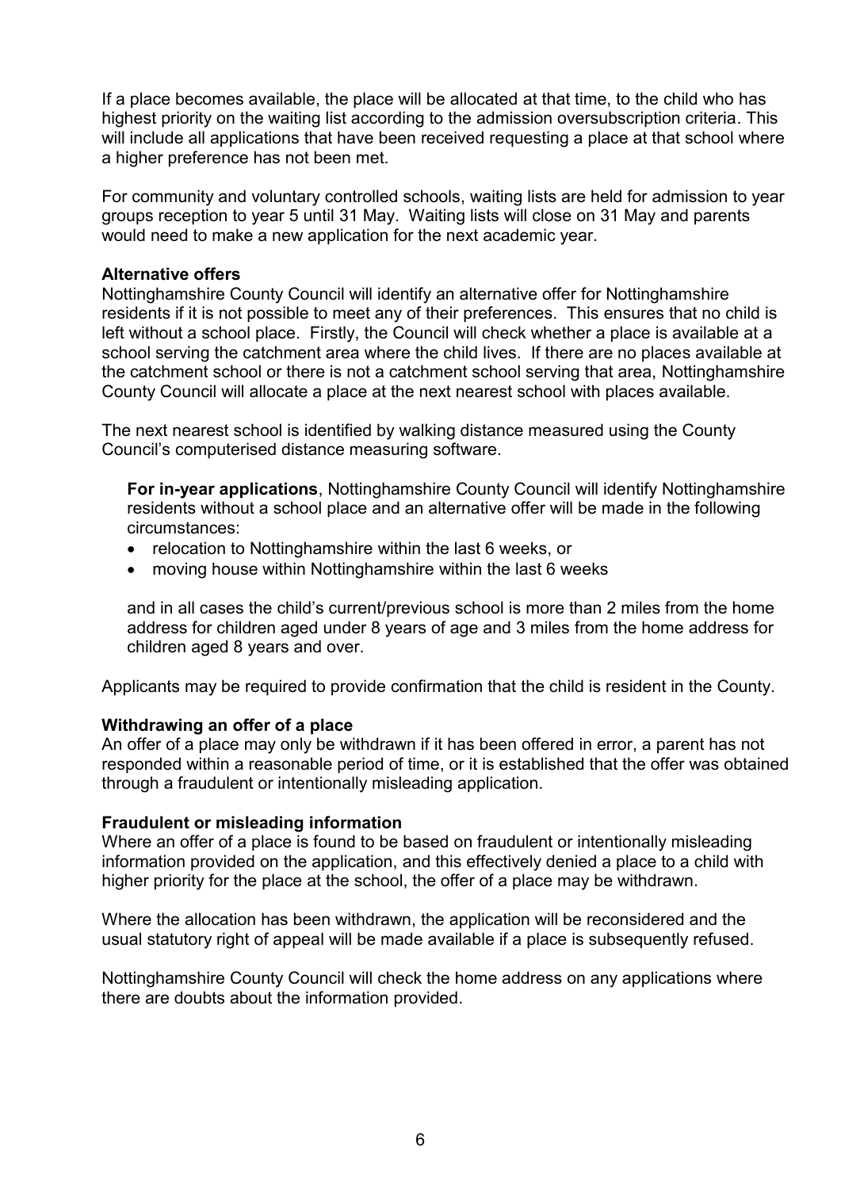If a place becomes available, the place will be allocated at that time, to the child who has highest priority on the waiting list according to the admission oversubscription criteria. This will include all applications that have been received requesting a place at that school where a higher preference has not been met.

For community and voluntary controlled schools, waiting lists are held for admission to year groups reception to year 5 until 31 May. Waiting lists will close on 31 May and parents would need to make a new application for the next academic year.

**Alternative offers**

Nottinghamshire County Council will identify an alternative offer for Nottinghamshire residents if it is not possible to meet any of their preferences. This ensures that no child is left without a school place. Firstly, the Council will check whether a place is available at a school serving the catchment area where the child lives. If there are no places available at the catchment school or there is not a catchment school serving that area, Nottinghamshire County Council will allocate a place at the next nearest school with places available.

The next nearest school is identified by walking distance measured using the County Council's computerised distance measuring software.

> **For in-year applications**, Nottinghamshire County Council will identify Nottinghamshire residents without a school place and an alternative offer will be made in the following circumstances:
>
> - relocation to Nottinghamshire within the last 6 weeks, or
> - moving house within Nottinghamshire within the last 6 weeks
>
> and in all cases the child's current/previous school is more than 2 miles from the home address for children aged under 8 years of age and 3 miles from the home address for children aged 8 years and over.

Applicants may be required to provide confirmation that the child is resident in the County.

**Withdrawing an offer of a place**

An offer of a place may only be withdrawn if it has been offered in error, a parent has not responded within a reasonable period of time, or it is established that the offer was obtained through a fraudulent or intentionally misleading application.

**Fraudulent or misleading information**

Where an offer of a place is found to be based on fraudulent or intentionally misleading information provided on the application, and this effectively denied a place to a child with higher priority for the place at the school, the offer of a place may be withdrawn.

Where the allocation has been withdrawn, the application will be reconsidered and the usual statutory right of appeal will be made available if a place is subsequently refused.

Nottinghamshire County Council will check the home address on any applications where there are doubts about the information provided.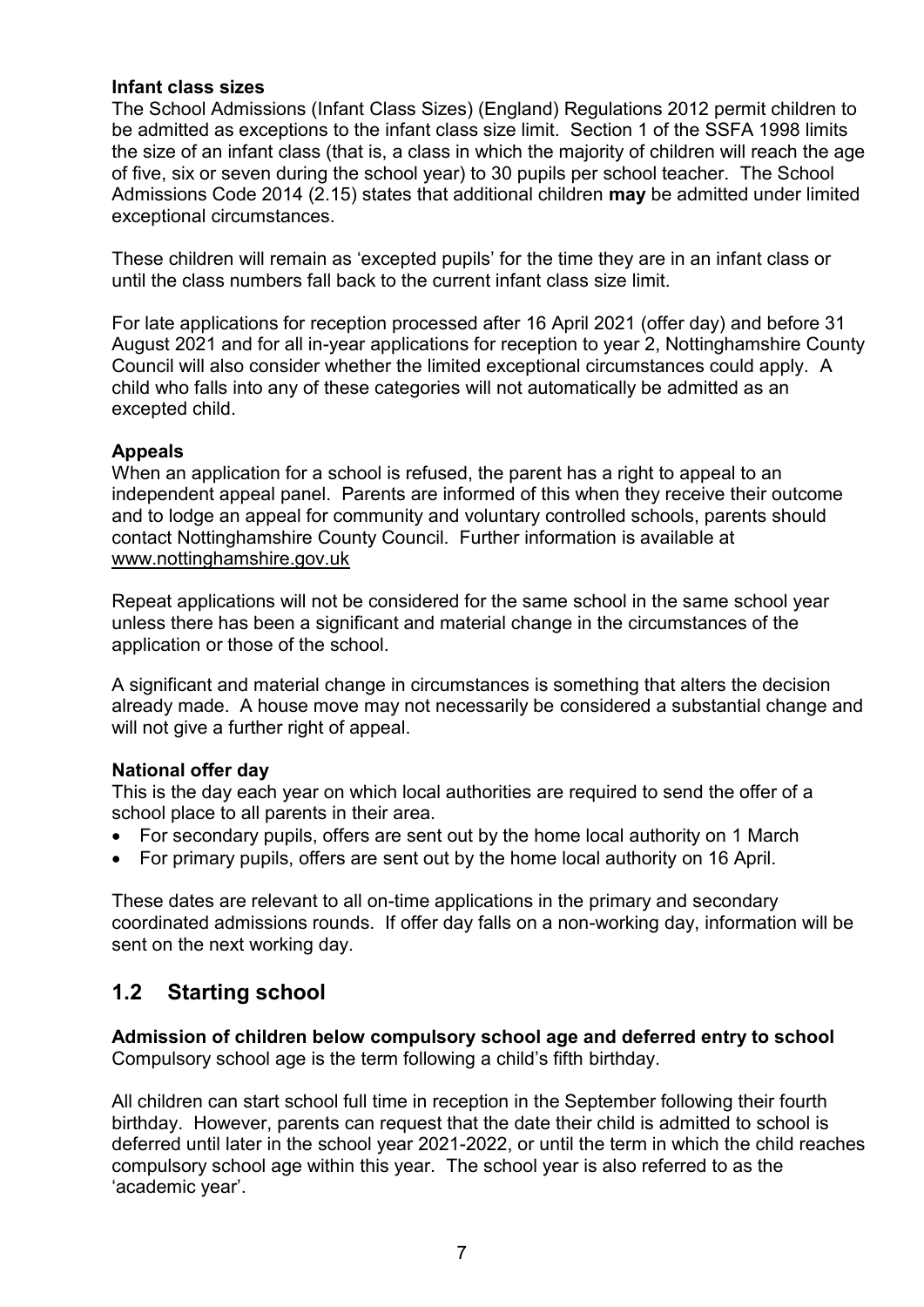**Infant class sizes**
The School Admissions (Infant Class Sizes) (England) Regulations 2012 permit children to be admitted as exceptions to the infant class size limit. Section 1 of the SSFA 1998 limits the size of an infant class (that is, a class in which the majority of children will reach the age of five, six or seven during the school year) to 30 pupils per school teacher. The School Admissions Code 2014 (2.15) states that additional children **may** be admitted under limited exceptional circumstances.

These children will remain as 'excepted pupils' for the time they are in an infant class or until the class numbers fall back to the current infant class size limit.

For late applications for reception processed after 16 April 2021 (offer day) and before 31 August 2021 and for all in-year applications for reception to year 2, Nottinghamshire County Council will also consider whether the limited exceptional circumstances could apply. A child who falls into any of these categories will not automatically be admitted as an excepted child.

**Appeals**
When an application for a school is refused, the parent has a right to appeal to an independent appeal panel. Parents are informed of this when they receive their outcome and to lodge an appeal for community and voluntary controlled schools, parents should contact Nottinghamshire County Council. Further information is available at www.nottinghamshire.gov.uk

Repeat applications will not be considered for the same school in the same school year unless there has been a significant and material change in the circumstances of the application or those of the school.

A significant and material change in circumstances is something that alters the decision already made. A house move may not necessarily be considered a substantial change and will not give a further right of appeal.

**National offer day**
This is the day each year on which local authorities are required to send the offer of a school place to all parents in their area.

- For secondary pupils, offers are sent out by the home local authority on 1 March
- For primary pupils, offers are sent out by the home local authority on 16 April.

These dates are relevant to all on-time applications in the primary and secondary coordinated admissions rounds. If offer day falls on a non-working day, information will be sent on the next working day.

## 1.2 Starting school

**Admission of children below compulsory school age and deferred entry to school**
Compulsory school age is the term following a child's fifth birthday.

All children can start school full time in reception in the September following their fourth birthday. However, parents can request that the date their child is admitted to school is deferred until later in the school year 2021-2022, or until the term in which the child reaches compulsory school age within this year. The school year is also referred to as the 'academic year'.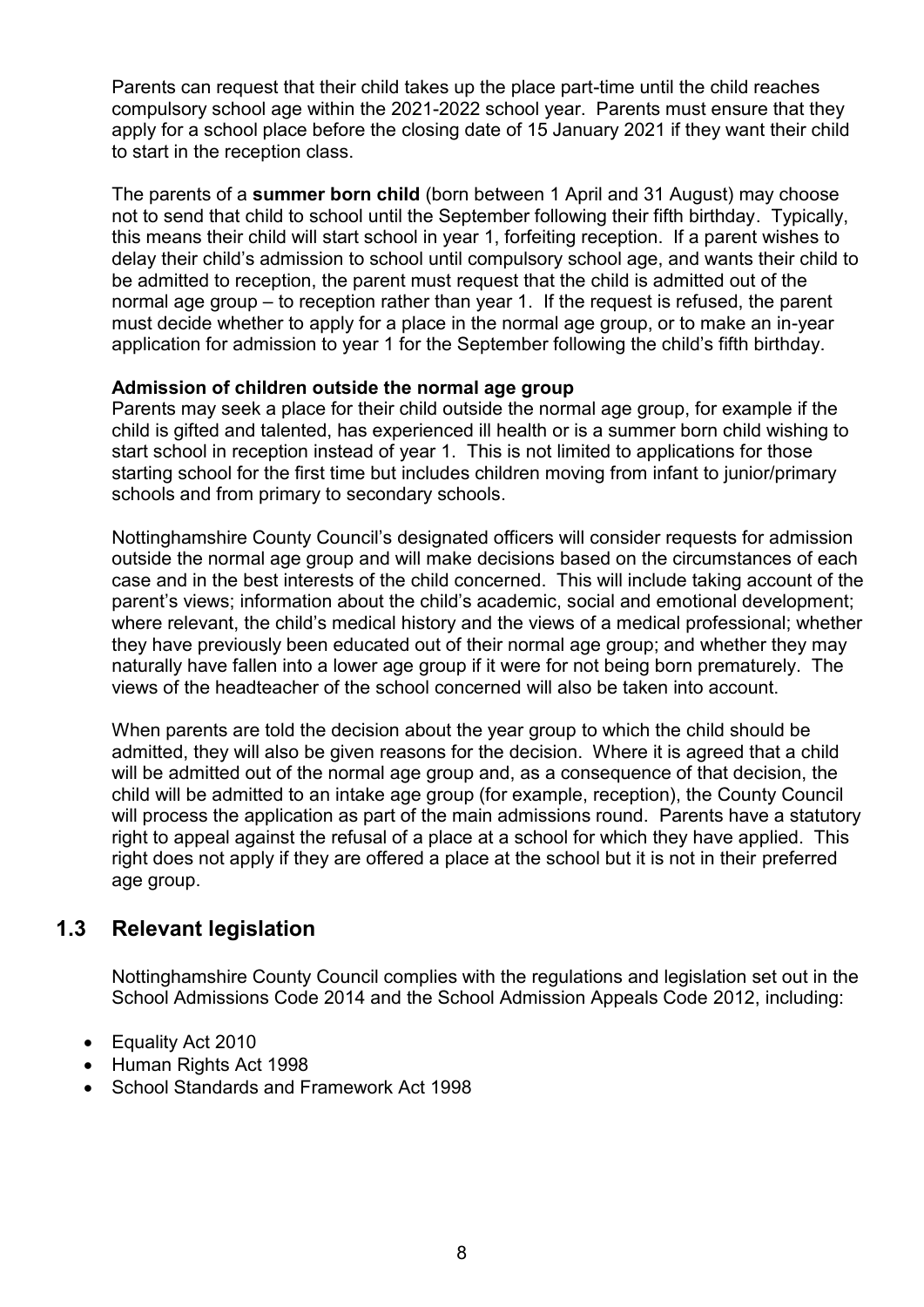Parents can request that their child takes up the place part-time until the child reaches compulsory school age within the 2021-2022 school year. Parents must ensure that they apply for a school place before the closing date of 15 January 2021 if they want their child to start in the reception class.

The parents of a **summer born child** (born between 1 April and 31 August) may choose not to send that child to school until the September following their fifth birthday. Typically, this means their child will start school in year 1, forfeiting reception. If a parent wishes to delay their child's admission to school until compulsory school age, and wants their child to be admitted to reception, the parent must request that the child is admitted out of the normal age group – to reception rather than year 1. If the request is refused, the parent must decide whether to apply for a place in the normal age group, or to make an in-year application for admission to year 1 for the September following the child's fifth birthday.

**Admission of children outside the normal age group**

Parents may seek a place for their child outside the normal age group, for example if the child is gifted and talented, has experienced ill health or is a summer born child wishing to start school in reception instead of year 1. This is not limited to applications for those starting school for the first time but includes children moving from infant to junior/primary schools and from primary to secondary schools.

Nottinghamshire County Council's designated officers will consider requests for admission outside the normal age group and will make decisions based on the circumstances of each case and in the best interests of the child concerned. This will include taking account of the parent's views; information about the child's academic, social and emotional development; where relevant, the child's medical history and the views of a medical professional; whether they have previously been educated out of their normal age group; and whether they may naturally have fallen into a lower age group if it were for not being born prematurely. The views of the headteacher of the school concerned will also be taken into account.

When parents are told the decision about the year group to which the child should be admitted, they will also be given reasons for the decision. Where it is agreed that a child will be admitted out of the normal age group and, as a consequence of that decision, the child will be admitted to an intake age group (for example, reception), the County Council will process the application as part of the main admissions round. Parents have a statutory right to appeal against the refusal of a place at a school for which they have applied. This right does not apply if they are offered a place at the school but it is not in their preferred age group.

## 1.3 Relevant legislation

Nottinghamshire County Council complies with the regulations and legislation set out in the School Admissions Code 2014 and the School Admission Appeals Code 2012, including:

- Equality Act 2010
- Human Rights Act 1998
- School Standards and Framework Act 1998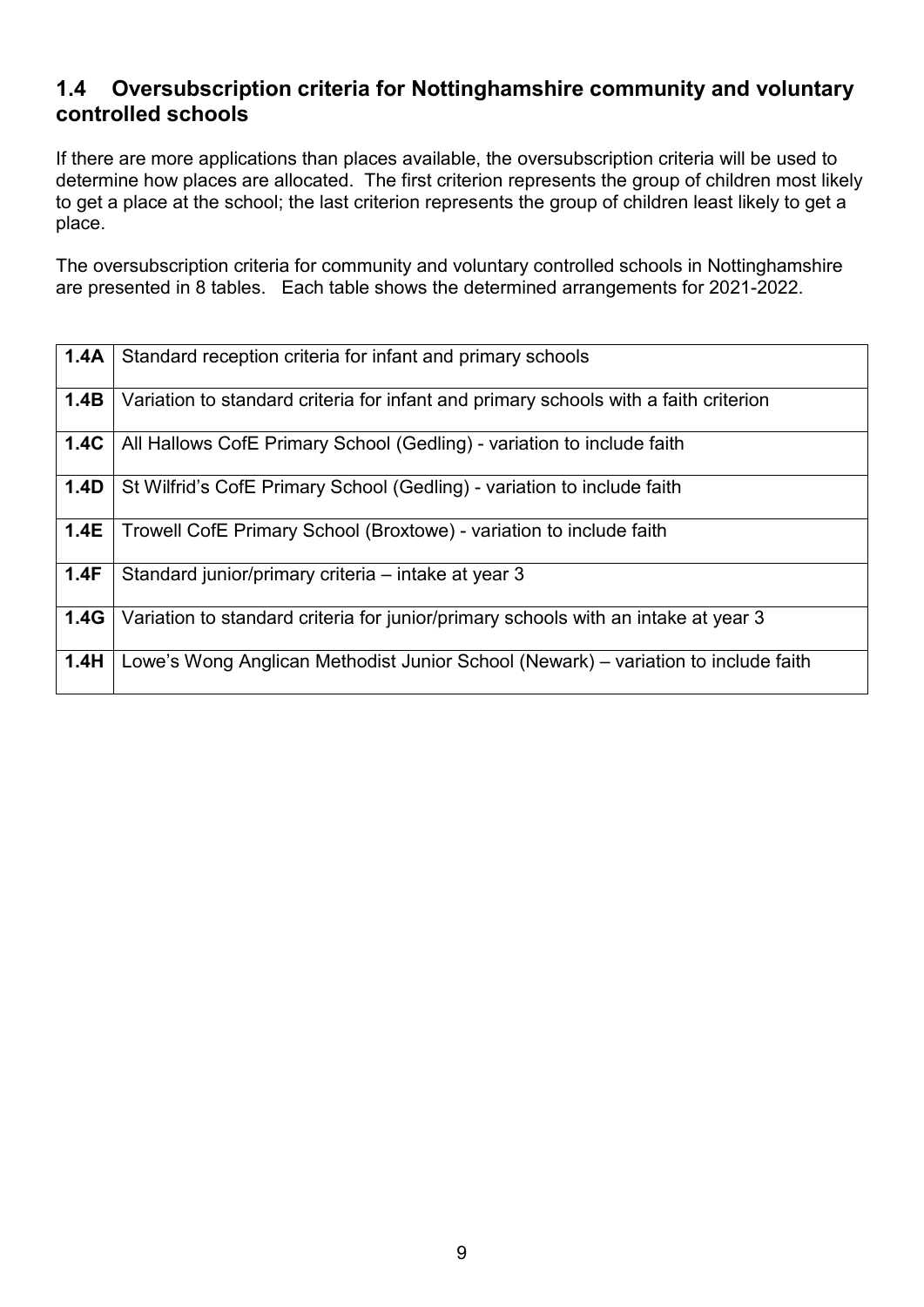## 1.4 Oversubscription criteria for Nottinghamshire community and voluntary controlled schools

If there are more applications than places available, the oversubscription criteria will be used to determine how places are allocated. The first criterion represents the group of children most likely to get a place at the school; the last criterion represents the group of children least likely to get a place.

The oversubscription criteria for community and voluntary controlled schools in Nottinghamshire are presented in 8 tables. Each table shows the determined arrangements for 2021-2022.

| | |
|---|---|
| **1.4A** | Standard reception criteria for infant and primary schools |
| **1.4B** | Variation to standard criteria for infant and primary schools with a faith criterion |
| **1.4C** | All Hallows CofE Primary School (Gedling) - variation to include faith |
| **1.4D** | St Wilfrid's CofE Primary School (Gedling) - variation to include faith |
| **1.4E** | Trowell CofE Primary School (Broxtowe) - variation to include faith |
| **1.4F** | Standard junior/primary criteria – intake at year 3 |
| **1.4G** | Variation to standard criteria for junior/primary schools with an intake at year 3 |
| **1.4H** | Lowe's Wong Anglican Methodist Junior School (Newark) – variation to include faith |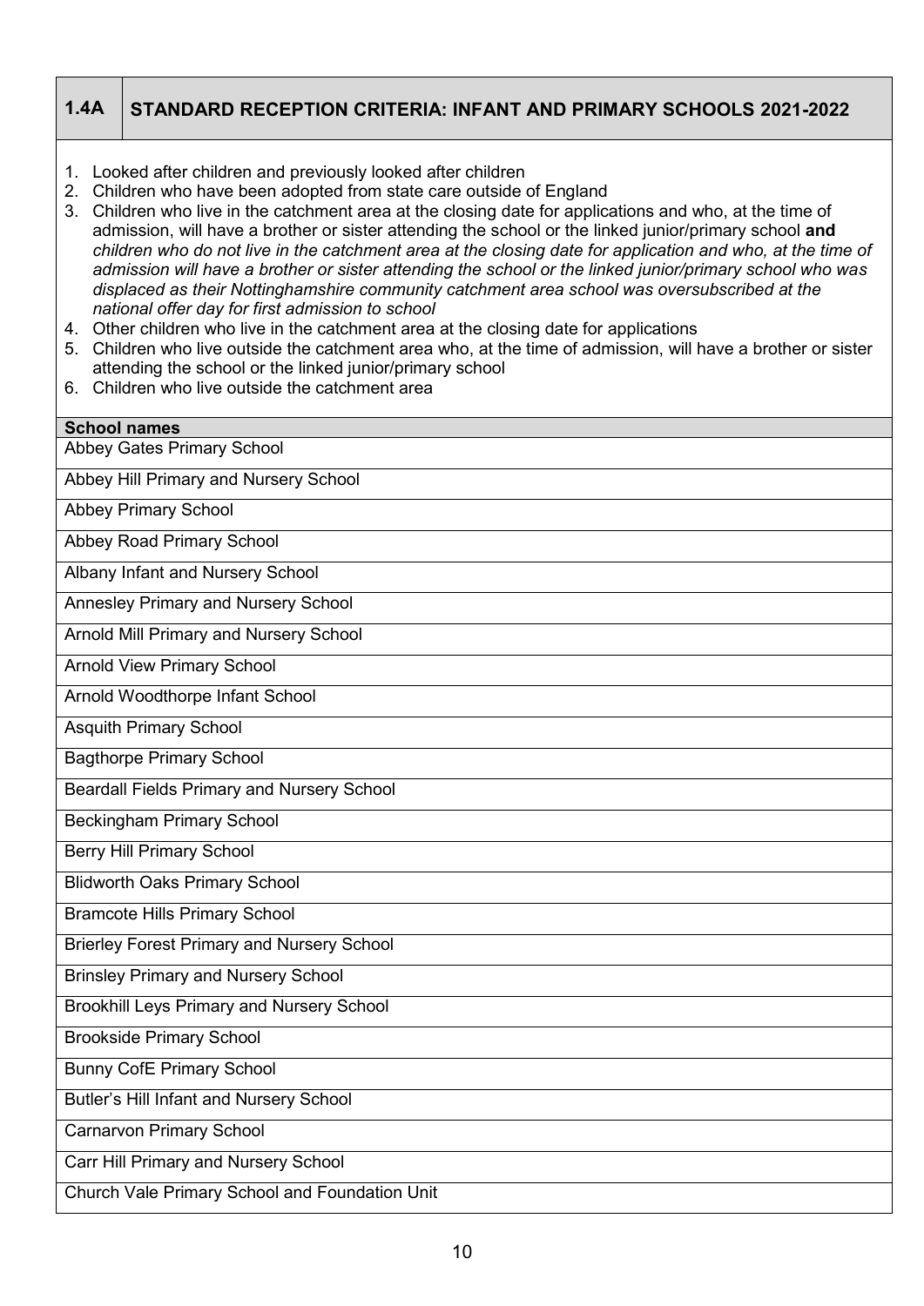## 1.4A STANDARD RECEPTION CRITERIA: INFANT AND PRIMARY SCHOOLS 2021-2022

1. Looked after children and previously looked after children
2. Children who have been adopted from state care outside of England
3. Children who live in the catchment area at the closing date for applications and who, at the time of admission, will have a brother or sister attending the school or the linked junior/primary school **and** *children who do not live in the catchment area at the closing date for application and who, at the time of admission will have a brother or sister attending the school or the linked junior/primary school who was displaced as their Nottinghamshire community catchment area school was oversubscribed at the national offer day for first admission to school*
4. Other children who live in the catchment area at the closing date for applications
5. Children who live outside the catchment area who, at the time of admission, will have a brother or sister attending the school or the linked junior/primary school
6. Children who live outside the catchment area

| School names |
| --- |
| Abbey Gates Primary School |
| Abbey Hill Primary and Nursery School |
| Abbey Primary School |
| Abbey Road Primary School |
| Albany Infant and Nursery School |
| Annesley Primary and Nursery School |
| Arnold Mill Primary and Nursery School |
| Arnold View Primary School |
| Arnold Woodthorpe Infant School |
| Asquith Primary School |
| Bagthorpe Primary School |
| Beardall Fields Primary and Nursery School |
| Beckingham Primary School |
| Berry Hill Primary School |
| Blidworth Oaks Primary School |
| Bramcote Hills Primary School |
| Brierley Forest Primary and Nursery School |
| Brinsley Primary and Nursery School |
| Brookhill Leys Primary and Nursery School |
| Brookside Primary School |
| Bunny CofE Primary School |
| Butler's Hill Infant and Nursery School |
| Carnarvon Primary School |
| Carr Hill Primary and Nursery School |
| Church Vale Primary School and Foundation Unit |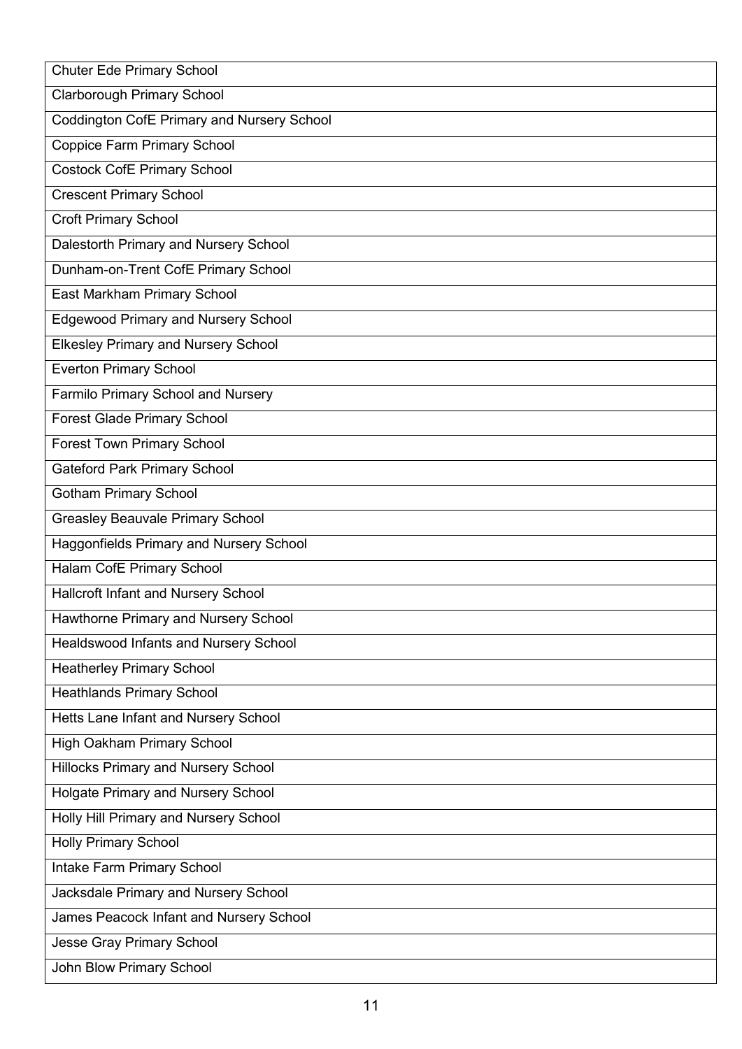| Chuter Ede Primary School |
|---|
| Clarborough Primary School |
| Coddington CofE Primary and Nursery School |
| Coppice Farm Primary School |
| Costock CofE Primary School |
| Crescent Primary School |
| Croft Primary School |
| Dalestorth Primary and Nursery School |
| Dunham-on-Trent CofE Primary School |
| East Markham Primary School |
| Edgewood Primary and Nursery School |
| Elkesley Primary and Nursery School |
| Everton Primary School |
| Farmilo Primary School and Nursery |
| Forest Glade Primary School |
| Forest Town Primary School |
| Gateford Park Primary School |
| Gotham Primary School |
| Greasley Beauvale Primary School |
| Haggonfields Primary and Nursery School |
| Halam CofE Primary School |
| Hallcroft Infant and Nursery School |
| Hawthorne Primary and Nursery School |
| Healdswood Infants and Nursery School |
| Heatherley Primary School |
| Heathlands Primary School |
| Hetts Lane Infant and Nursery School |
| High Oakham Primary School |
| Hillocks Primary and Nursery School |
| Holgate Primary and Nursery School |
| Holly Hill Primary and Nursery School |
| Holly Primary School |
| Intake Farm Primary School |
| Jacksdale Primary and Nursery School |
| James Peacock Infant and Nursery School |
| Jesse Gray Primary School |
| John Blow Primary School |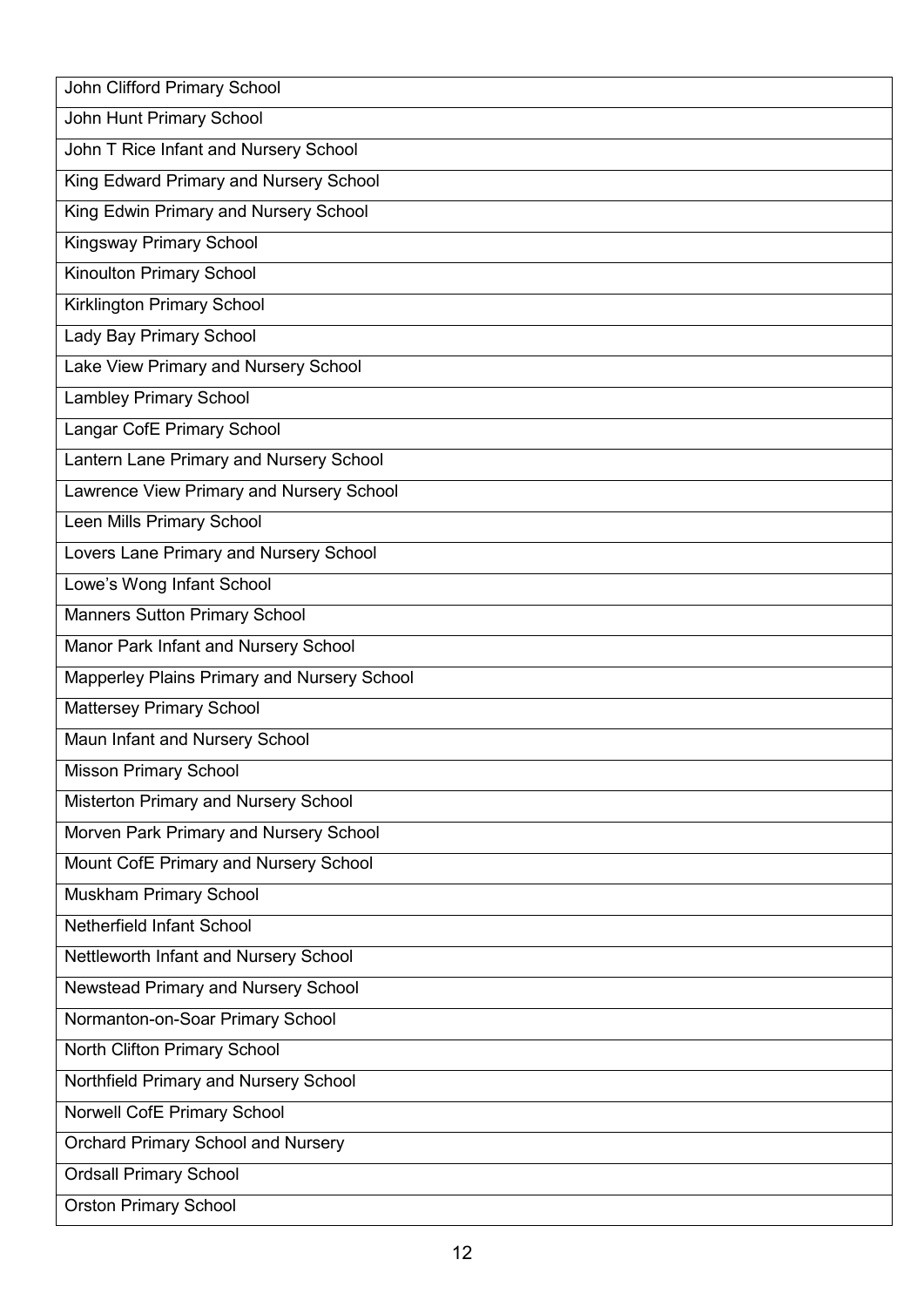| John Clifford Primary School |
|---|
| John Hunt Primary School |
| John T Rice Infant and Nursery School |
| King Edward Primary and Nursery School |
| King Edwin Primary and Nursery School |
| Kingsway Primary School |
| Kinoulton Primary School |
| Kirklington Primary School |
| Lady Bay Primary School |
| Lake View Primary and Nursery School |
| Lambley Primary School |
| Langar CofE Primary School |
| Lantern Lane Primary and Nursery School |
| Lawrence View Primary and Nursery School |
| Leen Mills Primary School |
| Lovers Lane Primary and Nursery School |
| Lowe's Wong Infant School |
| Manners Sutton Primary School |
| Manor Park Infant and Nursery School |
| Mapperley Plains Primary and Nursery School |
| Mattersey Primary School |
| Maun Infant and Nursery School |
| Misson Primary School |
| Misterton Primary and Nursery School |
| Morven Park Primary and Nursery School |
| Mount CofE Primary and Nursery School |
| Muskham Primary School |
| Netherfield Infant School |
| Nettleworth Infant and Nursery School |
| Newstead Primary and Nursery School |
| Normanton-on-Soar Primary School |
| North Clifton Primary School |
| Northfield Primary and Nursery School |
| Norwell CofE Primary School |
| Orchard Primary School and Nursery |
| Ordsall Primary School |
| Orston Primary School |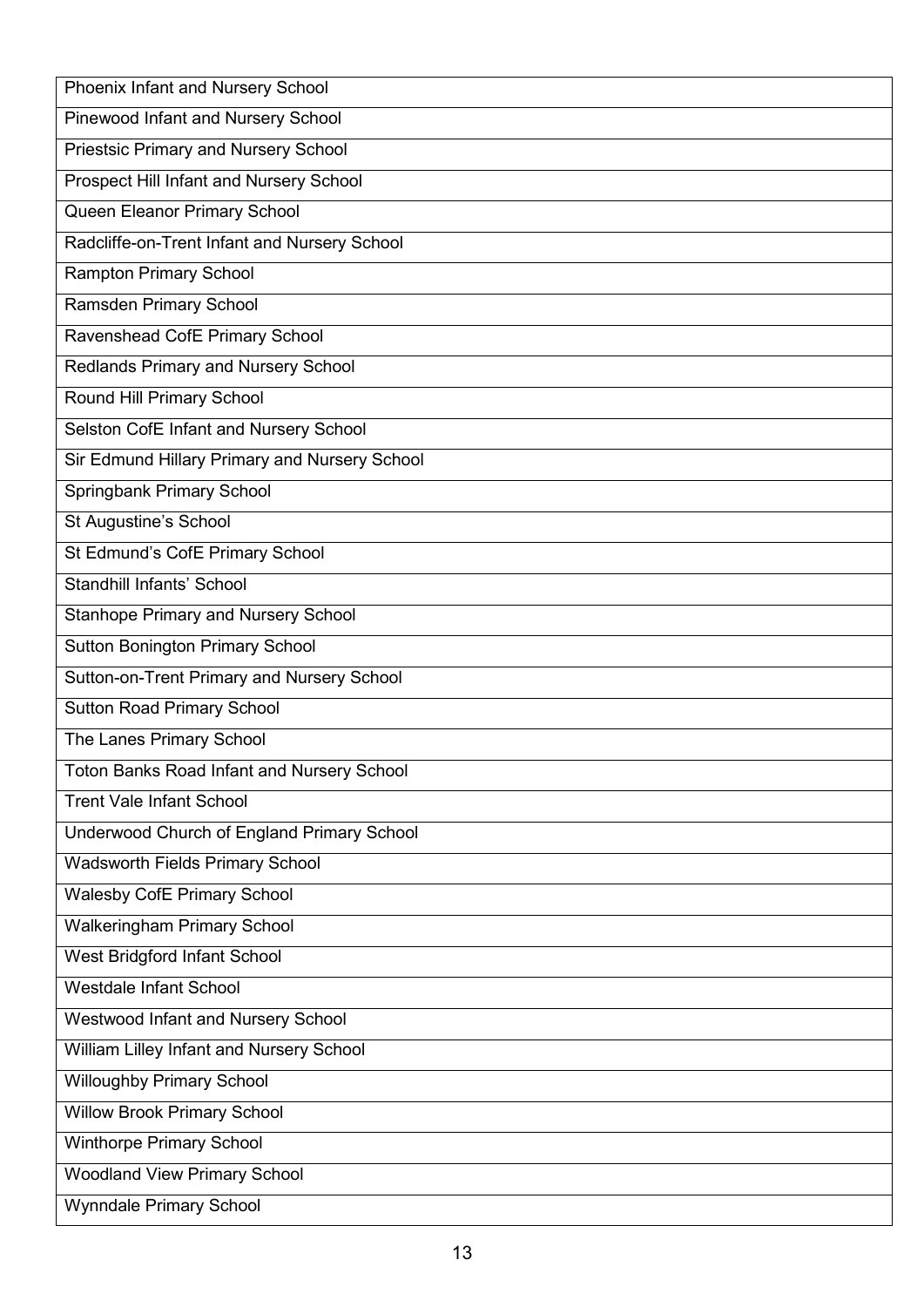| Phoenix Infant and Nursery School |
|---|
| Pinewood Infant and Nursery School |
| Priestsic Primary and Nursery School |
| Prospect Hill Infant and Nursery School |
| Queen Eleanor Primary School |
| Radcliffe-on-Trent Infant and Nursery School |
| Rampton Primary School |
| Ramsden Primary School |
| Ravenshead CofE Primary School |
| Redlands Primary and Nursery School |
| Round Hill Primary School |
| Selston CofE Infant and Nursery School |
| Sir Edmund Hillary Primary and Nursery School |
| Springbank Primary School |
| St Augustine's School |
| St Edmund's CofE Primary School |
| Standhill Infants' School |
| Stanhope Primary and Nursery School |
| Sutton Bonington Primary School |
| Sutton-on-Trent Primary and Nursery School |
| Sutton Road Primary School |
| The Lanes Primary School |
| Toton Banks Road Infant and Nursery School |
| Trent Vale Infant School |
| Underwood Church of England Primary School |
| Wadsworth Fields Primary School |
| Walesby CofE Primary School |
| Walkeringham Primary School |
| West Bridgford Infant School |
| Westdale Infant School |
| Westwood Infant and Nursery School |
| William Lilley Infant and Nursery School |
| Willoughby Primary School |
| Willow Brook Primary School |
| Winthorpe Primary School |
| Woodland View Primary School |
| Wynndale Primary School |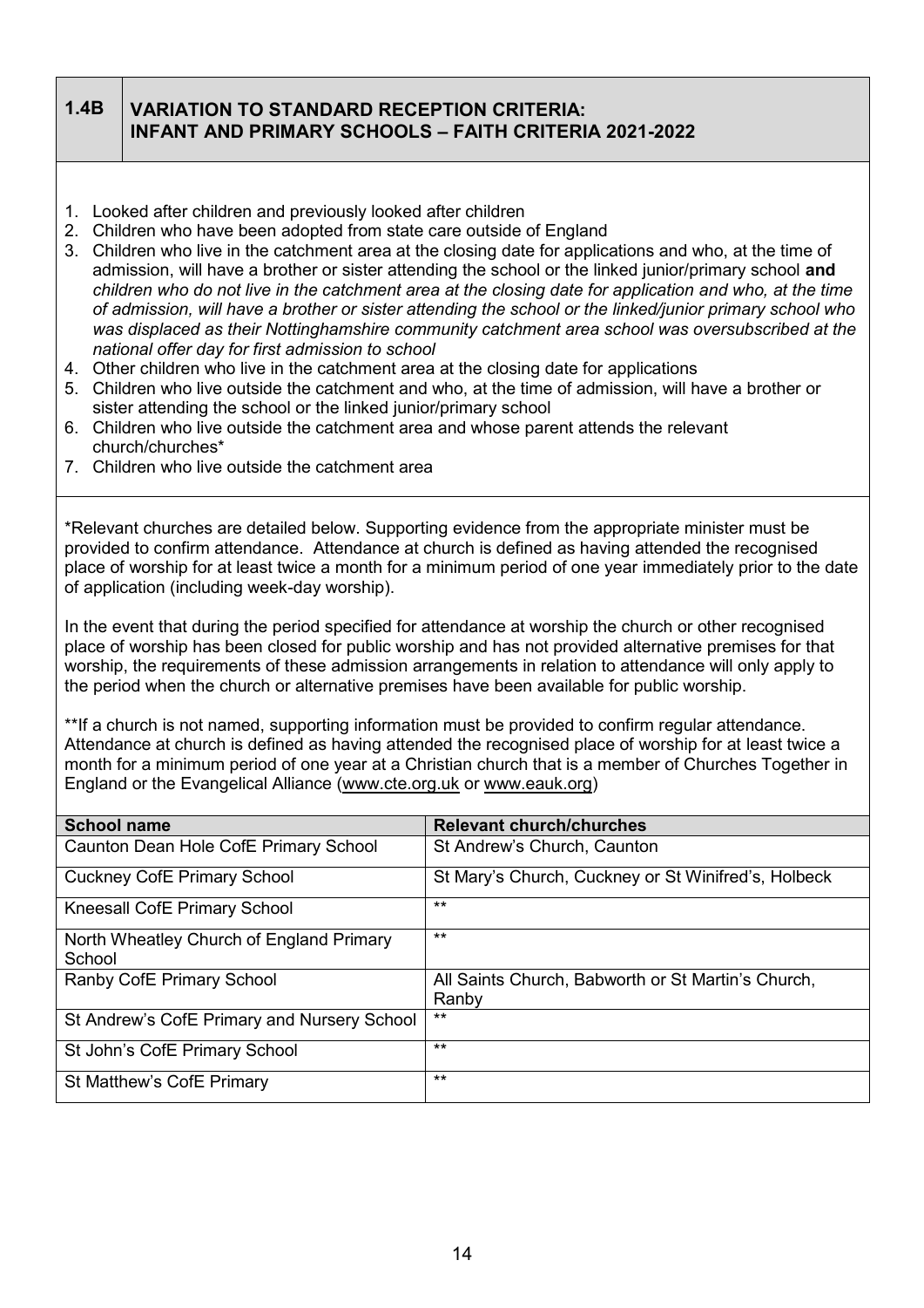## 1.4B VARIATION TO STANDARD RECEPTION CRITERIA: INFANT AND PRIMARY SCHOOLS – FAITH CRITERIA 2021-2022

1. Looked after children and previously looked after children
2. Children who have been adopted from state care outside of England
3. Children who live in the catchment area at the closing date for applications and who, at the time of admission, will have a brother or sister attending the school or the linked junior/primary school **and** *children who do not live in the catchment area at the closing date for application and who, at the time of admission, will have a brother or sister attending the school or the linked/junior primary school who was displaced as their Nottinghamshire community catchment area school was oversubscribed at the national offer day for first admission to school*
4. Other children who live in the catchment area at the closing date for applications
5. Children who live outside the catchment and who, at the time of admission, will have a brother or sister attending the school or the linked junior/primary school
6. Children who live outside the catchment area and whose parent attends the relevant church/churches*
7. Children who live outside the catchment area

*Relevant churches are detailed below. Supporting evidence from the appropriate minister must be provided to confirm attendance. Attendance at church is defined as having attended the recognised place of worship for at least twice a month for a minimum period of one year immediately prior to the date of application (including week-day worship).

In the event that during the period specified for attendance at worship the church or other recognised place of worship has been closed for public worship and has not provided alternative premises for that worship, the requirements of these admission arrangements in relation to attendance will only apply to the period when the church or alternative premises have been available for public worship.

**If a church is not named, supporting information must be provided to confirm regular attendance. Attendance at church is defined as having attended the recognised place of worship for at least twice a month for a minimum period of one year at a Christian church that is a member of Churches Together in England or the Evangelical Alliance (www.cte.org.uk or www.eauk.org)

| School name | Relevant church/churches |
|---|---|
| Caunton Dean Hole CofE Primary School | St Andrew's Church, Caunton |
| Cuckney CofE Primary School | St Mary's Church, Cuckney or St Winifred's, Holbeck |
| Kneesall CofE Primary School | ** |
| North Wheatley Church of England Primary School | ** |
| Ranby CofE Primary School | All Saints Church, Babworth or St Martin's Church, Ranby |
| St Andrew's CofE Primary and Nursery School | ** |
| St John's CofE Primary School | ** |
| St Matthew's CofE Primary | ** |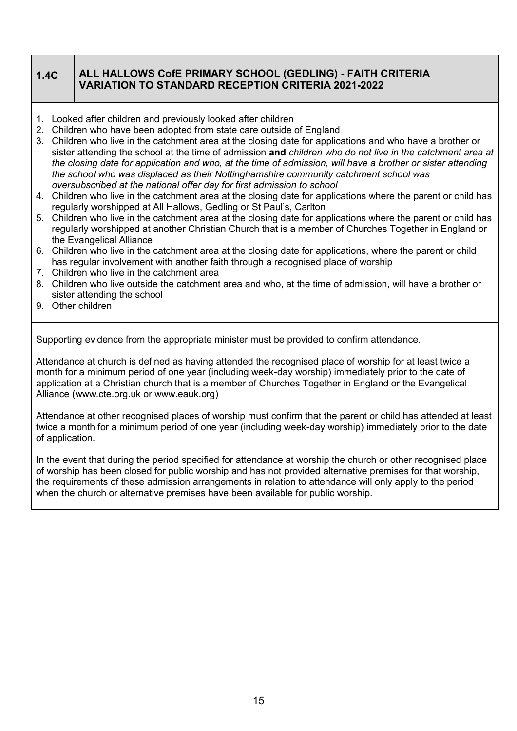## 1.4C ALL HALLOWS CofE PRIMARY SCHOOL (GEDLING) - FAITH CRITERIA VARIATION TO STANDARD RECEPTION CRITERIA 2021-2022

1. Looked after children and previously looked after children
2. Children who have been adopted from state care outside of England
3. Children who live in the catchment area at the closing date for applications and who have a brother or sister attending the school at the time of admission **and** *children who do not live in the catchment area at the closing date for application and who, at the time of admission, will have a brother or sister attending the school who was displaced as their Nottinghamshire community catchment school was oversubscribed at the national offer day for first admission to school*
4. Children who live in the catchment area at the closing date for applications where the parent or child has regularly worshipped at All Hallows, Gedling or St Paul's, Carlton
5. Children who live in the catchment area at the closing date for applications where the parent or child has regularly worshipped at another Christian Church that is a member of Churches Together in England or the Evangelical Alliance
6. Children who live in the catchment area at the closing date for applications, where the parent or child has regular involvement with another faith through a recognised place of worship
7. Children who live in the catchment area
8. Children who live outside the catchment area and who, at the time of admission, will have a brother or sister attending the school
9. Other children

Supporting evidence from the appropriate minister must be provided to confirm attendance.

Attendance at church is defined as having attended the recognised place of worship for at least twice a month for a minimum period of one year (including week-day worship) immediately prior to the date of application at a Christian church that is a member of Churches Together in England or the Evangelical Alliance (www.cte.org.uk or www.eauk.org)

Attendance at other recognised places of worship must confirm that the parent or child has attended at least twice a month for a minimum period of one year (including week-day worship) immediately prior to the date of application.

In the event that during the period specified for attendance at worship the church or other recognised place of worship has been closed for public worship and has not provided alternative premises for that worship, the requirements of these admission arrangements in relation to attendance will only apply to the period when the church or alternative premises have been available for public worship.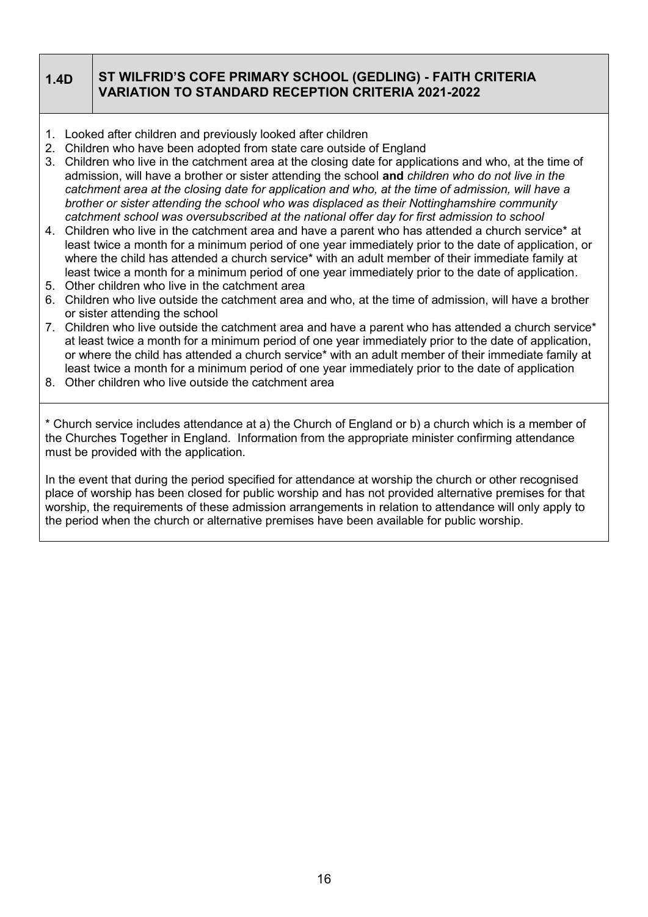## 1.4D ST WILFRID'S COFE PRIMARY SCHOOL (GEDLING) - FAITH CRITERIA VARIATION TO STANDARD RECEPTION CRITERIA 2021-2022

1. Looked after children and previously looked after children
2. Children who have been adopted from state care outside of England
3. Children who live in the catchment area at the closing date for applications and who, at the time of admission, will have a brother or sister attending the school **and** *children who do not live in the catchment area at the closing date for application and who, at the time of admission, will have a brother or sister attending the school who was displaced as their Nottinghamshire community catchment school was oversubscribed at the national offer day for first admission to school*
4. Children who live in the catchment area and have a parent who has attended a church service* at least twice a month for a minimum period of one year immediately prior to the date of application, or where the child has attended a church service* with an adult member of their immediate family at least twice a month for a minimum period of one year immediately prior to the date of application.
5. Other children who live in the catchment area
6. Children who live outside the catchment area and who, at the time of admission, will have a brother or sister attending the school
7. Children who live outside the catchment area and have a parent who has attended a church service* at least twice a month for a minimum period of one year immediately prior to the date of application, or where the child has attended a church service* with an adult member of their immediate family at least twice a month for a minimum period of one year immediately prior to the date of application
8. Other children who live outside the catchment area

* Church service includes attendance at a) the Church of England or b) a church which is a member of the Churches Together in England. Information from the appropriate minister confirming attendance must be provided with the application.

In the event that during the period specified for attendance at worship the church or other recognised place of worship has been closed for public worship and has not provided alternative premises for that worship, the requirements of these admission arrangements in relation to attendance will only apply to the period when the church or alternative premises have been available for public worship.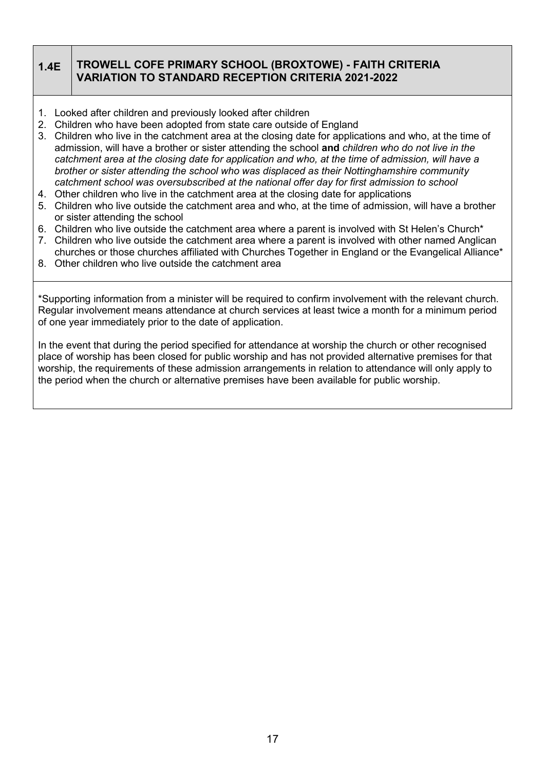## 1.4E TROWELL COFE PRIMARY SCHOOL (BROXTOWE) - FAITH CRITERIA VARIATION TO STANDARD RECEPTION CRITERIA 2021-2022

1. Looked after children and previously looked after children
2. Children who have been adopted from state care outside of England
3. Children who live in the catchment area at the closing date for applications and who, at the time of admission, will have a brother or sister attending the school **and** *children who do not live in the catchment area at the closing date for application and who, at the time of admission, will have a brother or sister attending the school who was displaced as their Nottinghamshire community catchment school was oversubscribed at the national offer day for first admission to school*
4. Other children who live in the catchment area at the closing date for applications
5. Children who live outside the catchment area and who, at the time of admission, will have a brother or sister attending the school
6. Children who live outside the catchment area where a parent is involved with St Helen's Church*
7. Children who live outside the catchment area where a parent is involved with other named Anglican churches or those churches affiliated with Churches Together in England or the Evangelical Alliance*
8. Other children who live outside the catchment area

*Supporting information from a minister will be required to confirm involvement with the relevant church. Regular involvement means attendance at church services at least twice a month for a minimum period of one year immediately prior to the date of application.

In the event that during the period specified for attendance at worship the church or other recognised place of worship has been closed for public worship and has not provided alternative premises for that worship, the requirements of these admission arrangements in relation to attendance will only apply to the period when the church or alternative premises have been available for public worship.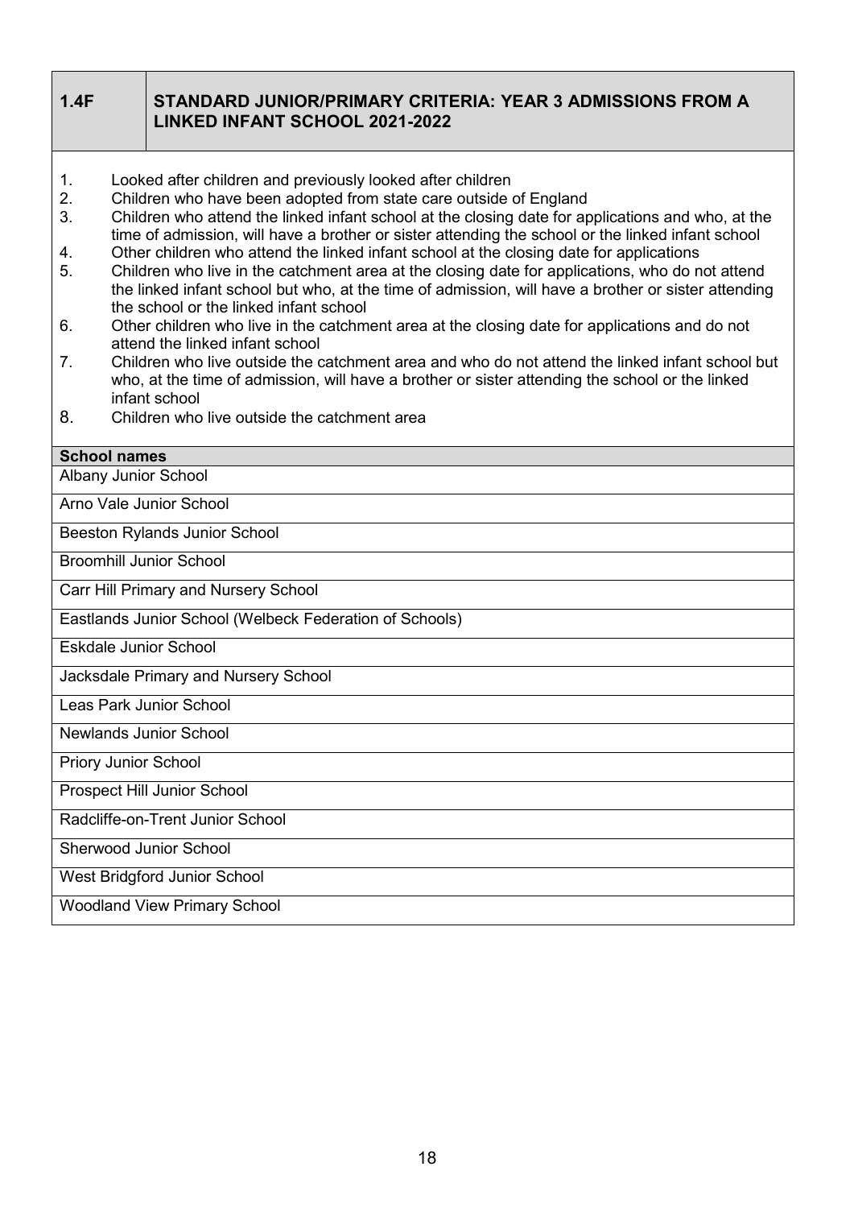## 1.4F STANDARD JUNIOR/PRIMARY CRITERIA: YEAR 3 ADMISSIONS FROM A LINKED INFANT SCHOOL 2021-2022

1. Looked after children and previously looked after children
2. Children who have been adopted from state care outside of England
3. Children who attend the linked infant school at the closing date for applications and who, at the time of admission, will have a brother or sister attending the school or the linked infant school
4. Other children who attend the linked infant school at the closing date for applications
5. Children who live in the catchment area at the closing date for applications, who do not attend the linked infant school but who, at the time of admission, will have a brother or sister attending the school or the linked infant school
6. Other children who live in the catchment area at the closing date for applications and do not attend the linked infant school
7. Children who live outside the catchment area and who do not attend the linked infant school but who, at the time of admission, will have a brother or sister attending the school or the linked infant school
8. Children who live outside the catchment area

| School names |
|---|
| Albany Junior School |
| Arno Vale Junior School |
| Beeston Rylands Junior School |
| Broomhill Junior School |
| Carr Hill Primary and Nursery School |
| Eastlands Junior School (Welbeck Federation of Schools) |
| Eskdale Junior School |
| Jacksdale Primary and Nursery School |
| Leas Park Junior School |
| Newlands Junior School |
| Priory Junior School |
| Prospect Hill Junior School |
| Radcliffe-on-Trent Junior School |
| Sherwood Junior School |
| West Bridgford Junior School |
| Woodland View Primary School |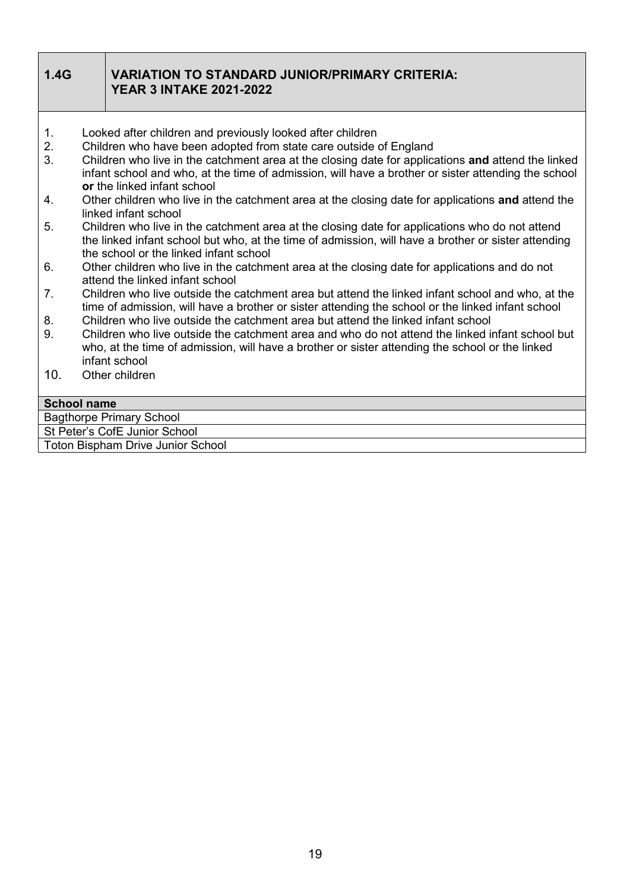## 1.4G VARIATION TO STANDARD JUNIOR/PRIMARY CRITERIA: YEAR 3 INTAKE 2021-2022

1. Looked after children and previously looked after children
2. Children who have been adopted from state care outside of England
3. Children who live in the catchment area at the closing date for applications **and** attend the linked infant school and who, at the time of admission, will have a brother or sister attending the school **or** the linked infant school
4. Other children who live in the catchment area at the closing date for applications **and** attend the linked infant school
5. Children who live in the catchment area at the closing date for applications who do not attend the linked infant school but who, at the time of admission, will have a brother or sister attending the school or the linked infant school
6. Other children who live in the catchment area at the closing date for applications and do not attend the linked infant school
7. Children who live outside the catchment area but attend the linked infant school and who, at the time of admission, will have a brother or sister attending the school or the linked infant school
8. Children who live outside the catchment area but attend the linked infant school
9. Children who live outside the catchment area and who do not attend the linked infant school but who, at the time of admission, will have a brother or sister attending the school or the linked infant school
10. Other children

| School name |
| --- |
| Bagthorpe Primary School |
| St Peter's CofE Junior School |
| Toton Bispham Drive Junior School |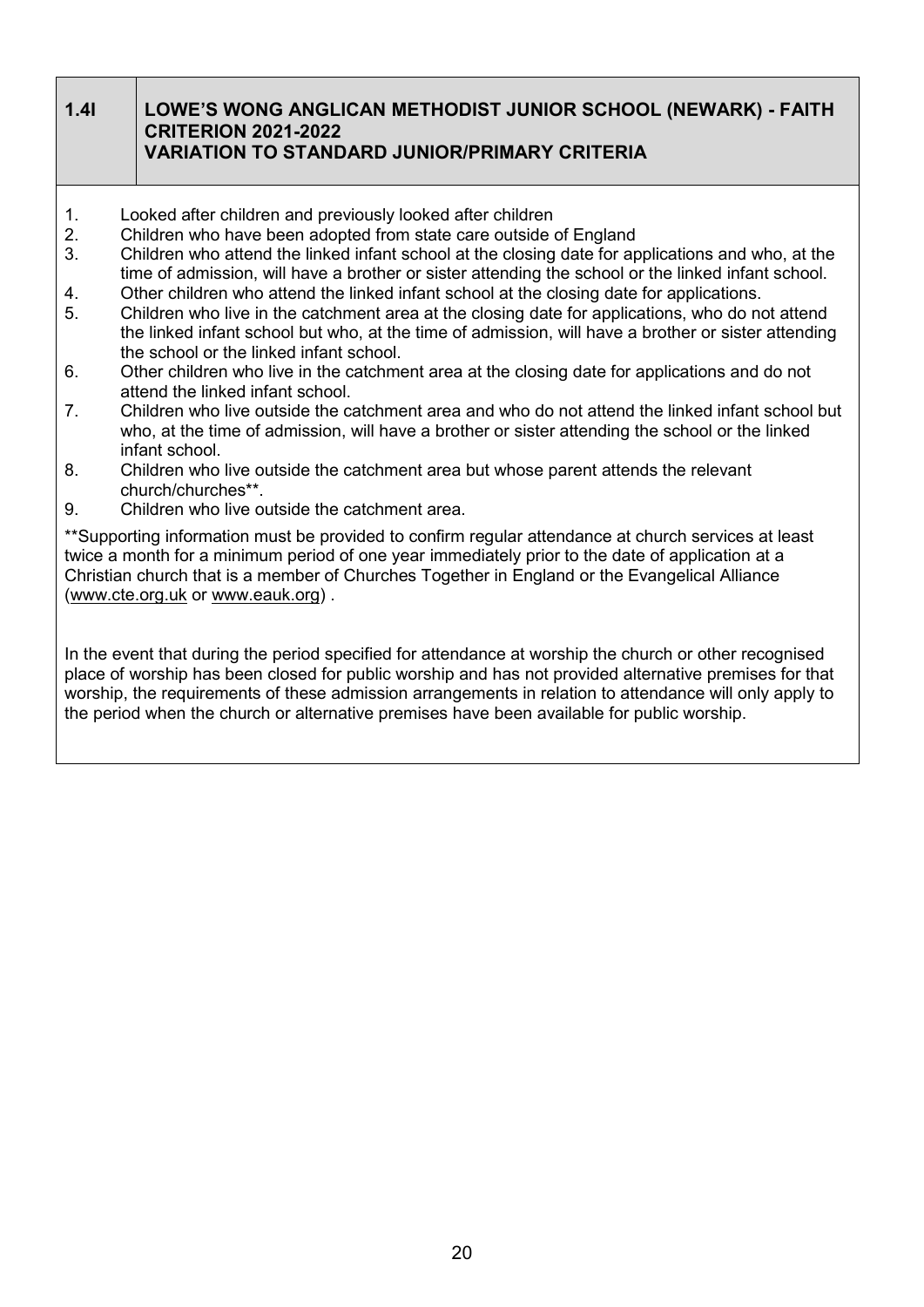## 1.4l LOWE'S WONG ANGLICAN METHODIST JUNIOR SCHOOL (NEWARK) - FAITH CRITERION 2021-2022 VARIATION TO STANDARD JUNIOR/PRIMARY CRITERIA

1. Looked after children and previously looked after children
2. Children who have been adopted from state care outside of England
3. Children who attend the linked infant school at the closing date for applications and who, at the time of admission, will have a brother or sister attending the school or the linked infant school.
4. Other children who attend the linked infant school at the closing date for applications.
5. Children who live in the catchment area at the closing date for applications, who do not attend the linked infant school but who, at the time of admission, will have a brother or sister attending the school or the linked infant school.
6. Other children who live in the catchment area at the closing date for applications and do not attend the linked infant school.
7. Children who live outside the catchment area and who do not attend the linked infant school but who, at the time of admission, will have a brother or sister attending the school or the linked infant school.
8. Children who live outside the catchment area but whose parent attends the relevant church/churches**.
9. Children who live outside the catchment area.

**Supporting information must be provided to confirm regular attendance at church services at least twice a month for a minimum period of one year immediately prior to the date of application at a Christian church that is a member of Churches Together in England or the Evangelical Alliance (www.cte.org.uk or www.eauk.org) .

In the event that during the period specified for attendance at worship the church or other recognised place of worship has been closed for public worship and has not provided alternative premises for that worship, the requirements of these admission arrangements in relation to attendance will only apply to the period when the church or alternative premises have been available for public worship.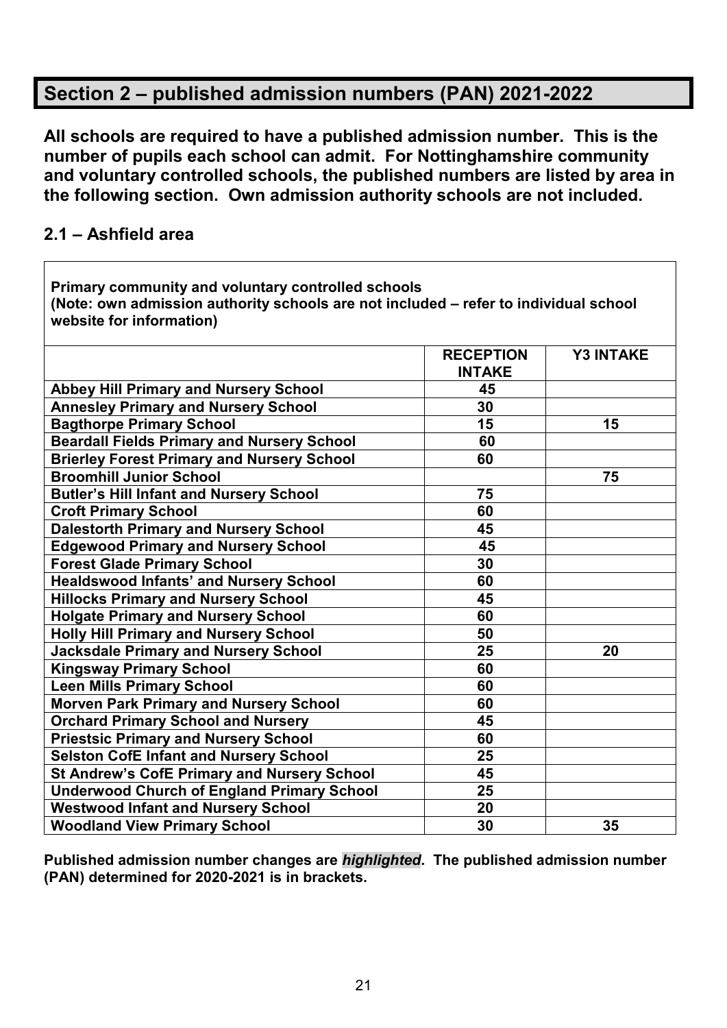## Section 2 – published admission numbers (PAN) 2021-2022

**All schools are required to have a published admission number. This is the number of pupils each school can admit. For Nottinghamshire community and voluntary controlled schools, the published numbers are listed by area in the following section. Own admission authority schools are not included.**

### 2.1 – Ashfield area

**Primary community and voluntary controlled schools**
**(Note: own admission authority schools are not included – refer to individual school website for information)**

| | RECEPTION INTAKE | Y3 INTAKE |
|---|---|---|
| Abbey Hill Primary and Nursery School | 45 | |
| Annesley Primary and Nursery School | 30 | |
| Bagthorpe Primary School | 15 | 15 |
| Beardall Fields Primary and Nursery School | 60 | |
| Brierley Forest Primary and Nursery School | 60 | |
| Broomhill Junior School | | 75 |
| Butler's Hill Infant and Nursery School | 75 | |
| Croft Primary School | 60 | |
| Dalestorth Primary and Nursery School | 45 | |
| Edgewood Primary and Nursery School | 45 | |
| Forest Glade Primary School | 30 | |
| Healdswood Infants' and Nursery School | 60 | |
| Hillocks Primary and Nursery School | 45 | |
| Holgate Primary and Nursery School | 60 | |
| Holly Hill Primary and Nursery School | 50 | |
| Jacksdale Primary and Nursery School | 25 | 20 |
| Kingsway Primary School | 60 | |
| Leen Mills Primary School | 60 | |
| Morven Park Primary and Nursery School | 60 | |
| Orchard Primary School and Nursery | 45 | |
| Priestsic Primary and Nursery School | 60 | |
| Selston CofE Infant and Nursery School | 25 | |
| St Andrew's CofE Primary and Nursery School | 45 | |
| Underwood Church of England Primary School | 25 | |
| Westwood Infant and Nursery School | 20 | |
| Woodland View Primary School | 30 | 35 |

**Published admission number changes are *highlighted*. The published admission number (PAN) determined for 2020-2021 is in brackets.**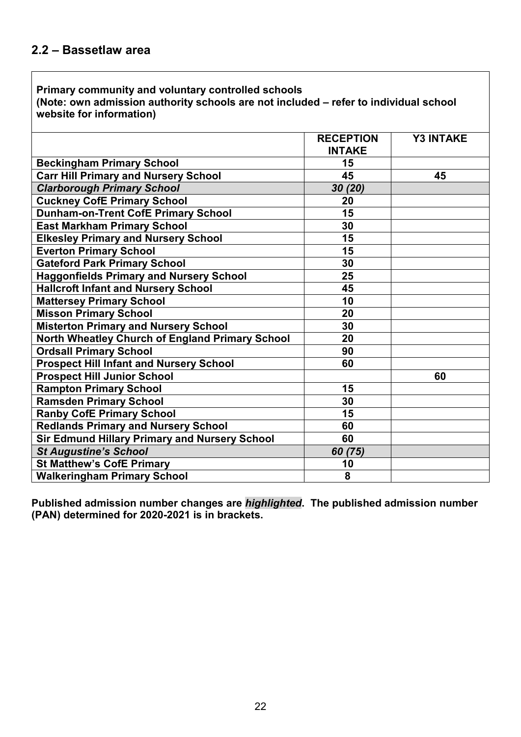## 2.2 – Bassetlaw area

**Primary community and voluntary controlled schools**
**(Note: own admission authority schools are not included – refer to individual school website for information)**

| | RECEPTION INTAKE | Y3 INTAKE |
|---|---|---|
| **Beckingham Primary School** | 15 | |
| **Carr Hill Primary and Nursery School** | 45 | 45 |
| ***Clarborough Primary School*** | *30 (20)* | |
| **Cuckney CofE Primary School** | 20 | |
| **Dunham-on-Trent CofE Primary School** | 15 | |
| **East Markham Primary School** | 30 | |
| **Elkesley Primary and Nursery School** | 15 | |
| **Everton Primary School** | 15 | |
| **Gateford Park Primary School** | 30 | |
| **Haggonfields Primary and Nursery School** | 25 | |
| **Hallcroft Infant and Nursery School** | 45 | |
| **Mattersey Primary School** | 10 | |
| **Misson Primary School** | 20 | |
| **Misterton Primary and Nursery School** | 30 | |
| **North Wheatley Church of England Primary School** | 20 | |
| **Ordsall Primary School** | 90 | |
| **Prospect Hill Infant and Nursery School** | 60 | |
| **Prospect Hill Junior School** | | 60 |
| **Rampton Primary School** | 15 | |
| **Ramsden Primary School** | 30 | |
| **Ranby CofE Primary School** | 15 | |
| **Redlands Primary and Nursery School** | 60 | |
| **Sir Edmund Hillary Primary and Nursery School** | 60 | |
| ***St Augustine's School*** | *60 (75)* | |
| **St Matthew's CofE Primary** | 10 | |
| **Walkeringham Primary School** | 8 | |

**Published admission number changes are *highlighted*. The published admission number (PAN) determined for 2020-2021 is in brackets.**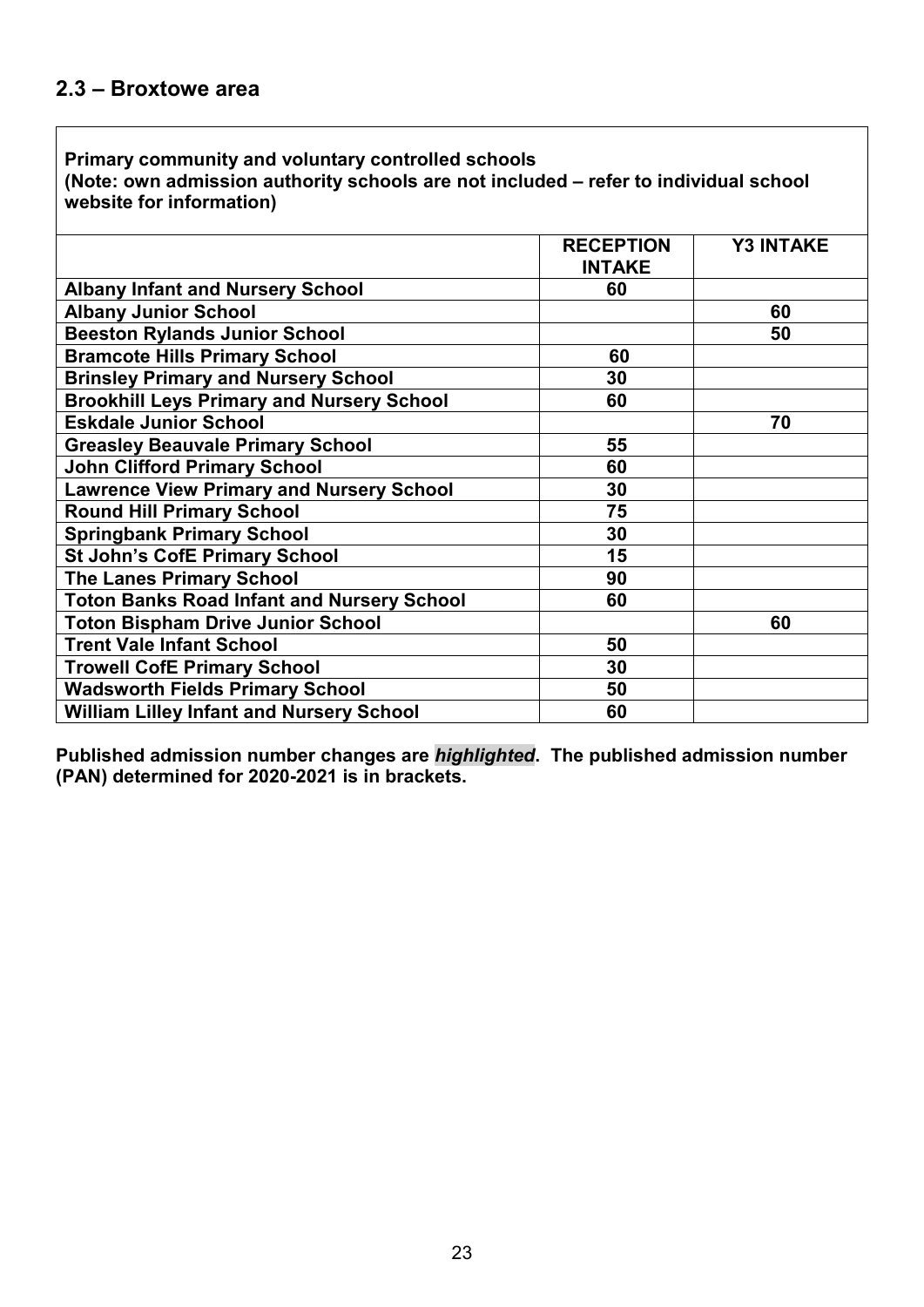## 2.3 – Broxtowe area

**Primary community and voluntary controlled schools**
**(Note: own admission authority schools are not included – refer to individual school website for information)**

| | RECEPTION INTAKE | Y3 INTAKE |
|---|---|---|
| **Albany Infant and Nursery School** | 60 | |
| **Albany Junior School** | | 60 |
| **Beeston Rylands Junior School** | | 50 |
| **Bramcote Hills Primary School** | 60 | |
| **Brinsley Primary and Nursery School** | 30 | |
| **Brookhill Leys Primary and Nursery School** | 60 | |
| **Eskdale Junior School** | | 70 |
| **Greasley Beauvale Primary School** | 55 | |
| **John Clifford Primary School** | 60 | |
| **Lawrence View Primary and Nursery School** | 30 | |
| **Round Hill Primary School** | 75 | |
| **Springbank Primary School** | 30 | |
| **St John's CofE Primary School** | 15 | |
| **The Lanes Primary School** | 90 | |
| **Toton Banks Road Infant and Nursery School** | 60 | |
| **Toton Bispham Drive Junior School** | | 60 |
| **Trent Vale Infant School** | 50 | |
| **Trowell CofE Primary School** | 30 | |
| **Wadsworth Fields Primary School** | 50 | |
| **William Lilley Infant and Nursery School** | 60 | |

**Published admission number changes are *highlighted*. The published admission number (PAN) determined for 2020-2021 is in brackets.**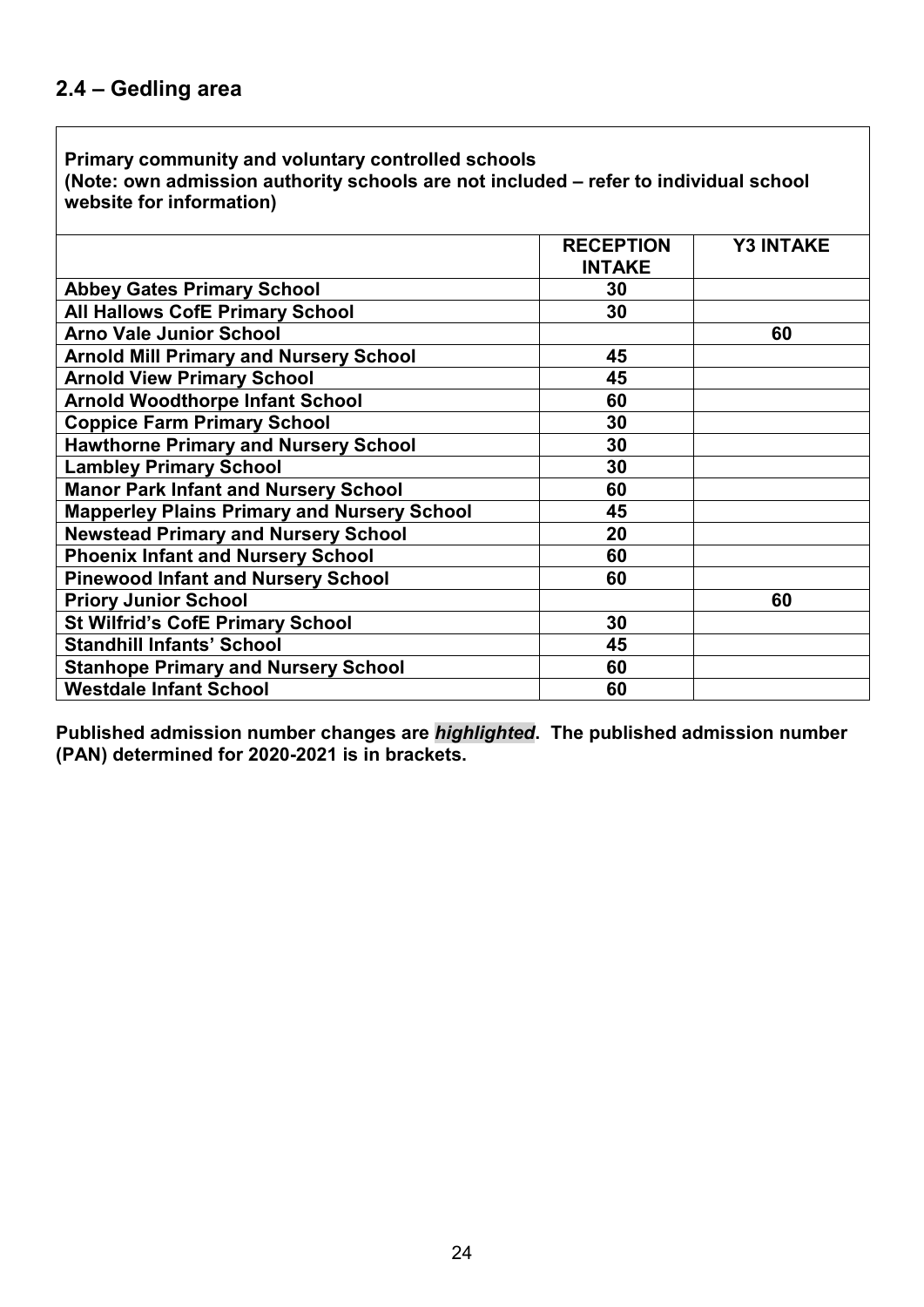## 2.4 – Gedling area

**Primary community and voluntary controlled schools**
**(Note: own admission authority schools are not included – refer to individual school website for information)**

| | RECEPTION INTAKE | Y3 INTAKE |
|---|---|---|
| **Abbey Gates Primary School** | 30 | |
| **All Hallows CofE Primary School** | 30 | |
| **Arno Vale Junior School** | | 60 |
| **Arnold Mill Primary and Nursery School** | 45 | |
| **Arnold View Primary School** | 45 | |
| **Arnold Woodthorpe Infant School** | 60 | |
| **Coppice Farm Primary School** | 30 | |
| **Hawthorne Primary and Nursery School** | 30 | |
| **Lambley Primary School** | 30 | |
| **Manor Park Infant and Nursery School** | 60 | |
| **Mapperley Plains Primary and Nursery School** | 45 | |
| **Newstead Primary and Nursery School** | 20 | |
| **Phoenix Infant and Nursery School** | 60 | |
| **Pinewood Infant and Nursery School** | 60 | |
| **Priory Junior School** | | 60 |
| **St Wilfrid's CofE Primary School** | 30 | |
| **Standhill Infants' School** | 45 | |
| **Stanhope Primary and Nursery School** | 60 | |
| **Westdale Infant School** | 60 | |

**Published admission number changes are *highlighted*. The published admission number (PAN) determined for 2020-2021 is in brackets.**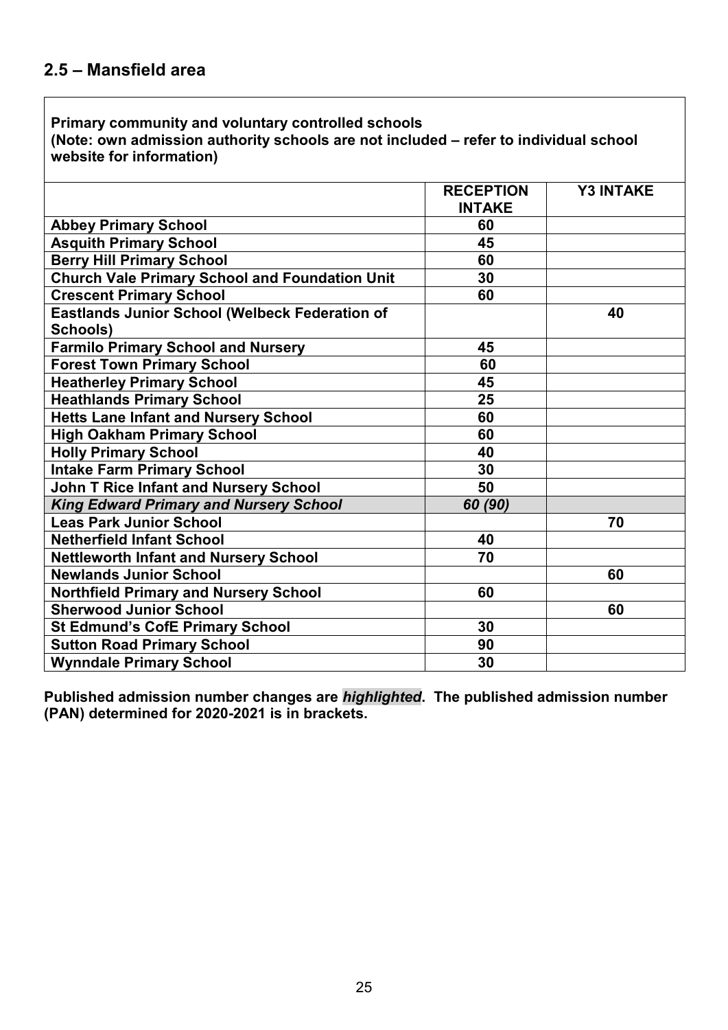## 2.5 – Mansfield area

**Primary community and voluntary controlled schools**
**(Note: own admission authority schools are not included – refer to individual school website for information)**

| | RECEPTION INTAKE | Y3 INTAKE |
|---|---|---|
| **Abbey Primary School** | 60 | |
| **Asquith Primary School** | 45 | |
| **Berry Hill Primary School** | 60 | |
| **Church Vale Primary School and Foundation Unit** | 30 | |
| **Crescent Primary School** | 60 | |
| **Eastlands Junior School (Welbeck Federation of Schools)** | | 40 |
| **Farmilo Primary School and Nursery** | 45 | |
| **Forest Town Primary School** | 60 | |
| **Heatherley Primary School** | 45 | |
| **Heathlands Primary School** | 25 | |
| **Hetts Lane Infant and Nursery School** | 60 | |
| **High Oakham Primary School** | 60 | |
| **Holly Primary School** | 40 | |
| **Intake Farm Primary School** | 30 | |
| **John T Rice Infant and Nursery School** | 50 | |
| ***King Edward Primary and Nursery School*** | *60 (90)* | |
| **Leas Park Junior School** | | 70 |
| **Netherfield Infant School** | 40 | |
| **Nettleworth Infant and Nursery School** | 70 | |
| **Newlands Junior School** | | 60 |
| **Northfield Primary and Nursery School** | 60 | |
| **Sherwood Junior School** | | 60 |
| **St Edmund's CofE Primary School** | 30 | |
| **Sutton Road Primary School** | 90 | |
| **Wynndale Primary School** | 30 | |

**Published admission number changes are *highlighted*. The published admission number (PAN) determined for 2020-2021 is in brackets.**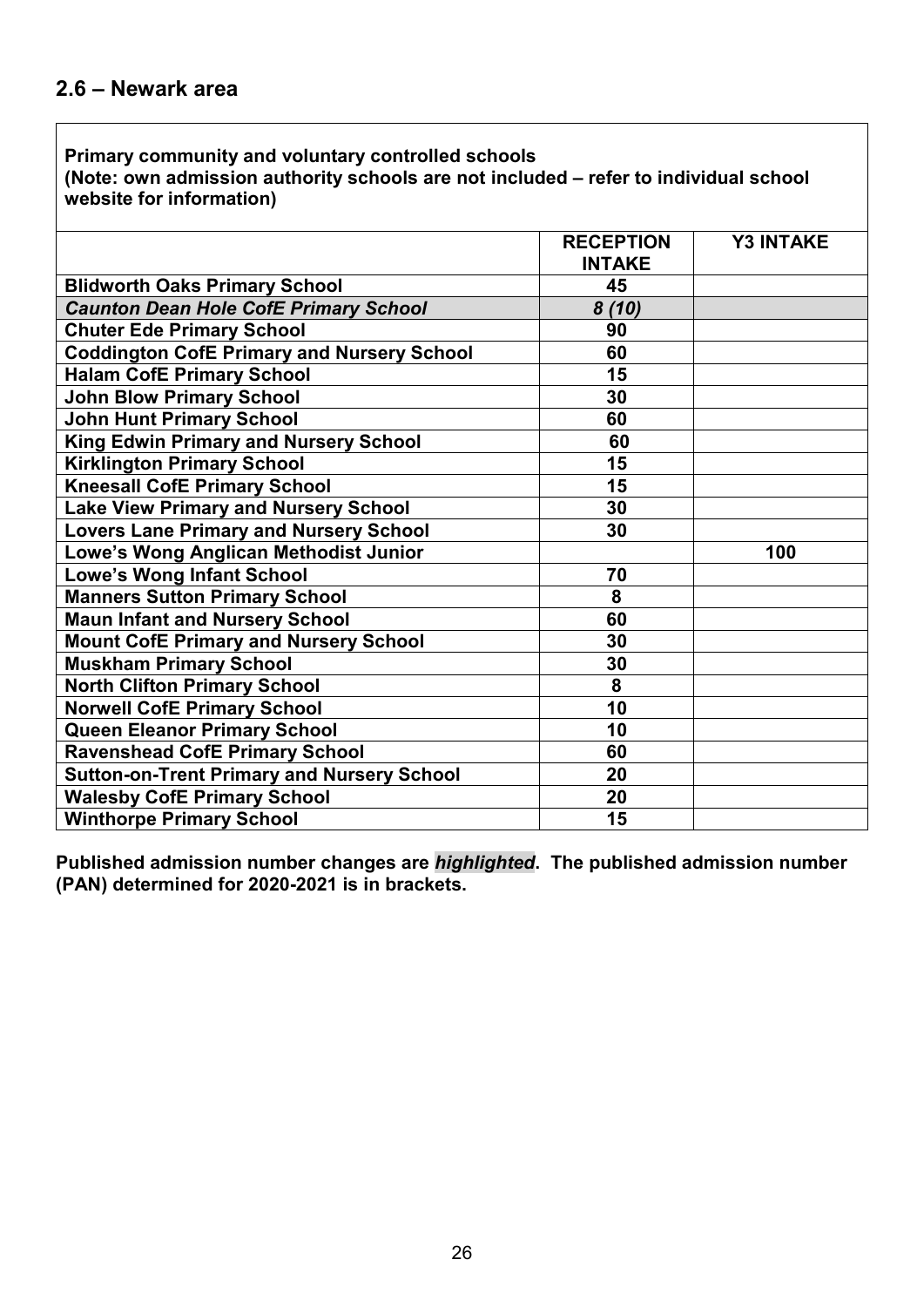## 2.6 – Newark area

**Primary community and voluntary controlled schools**
**(Note: own admission authority schools are not included – refer to individual school website for information)**

| | RECEPTION INTAKE | Y3 INTAKE |
|---|---|---|
| **Blidworth Oaks Primary School** | 45 | |
| ***Caunton Dean Hole CofE Primary School*** | *8 (10)* | |
| **Chuter Ede Primary School** | 90 | |
| **Coddington CofE Primary and Nursery School** | 60 | |
| **Halam CofE Primary School** | 15 | |
| **John Blow Primary School** | 30 | |
| **John Hunt Primary School** | 60 | |
| **King Edwin Primary and Nursery School** | 60 | |
| **Kirklington Primary School** | 15 | |
| **Kneesall CofE Primary School** | 15 | |
| **Lake View Primary and Nursery School** | 30 | |
| **Lovers Lane Primary and Nursery School** | 30 | |
| **Lowe's Wong Anglican Methodist Junior** | | 100 |
| **Lowe's Wong Infant School** | 70 | |
| **Manners Sutton Primary School** | 8 | |
| **Maun Infant and Nursery School** | 60 | |
| **Mount CofE Primary and Nursery School** | 30 | |
| **Muskham Primary School** | 30 | |
| **North Clifton Primary School** | 8 | |
| **Norwell CofE Primary School** | 10 | |
| **Queen Eleanor Primary School** | 10 | |
| **Ravenshead CofE Primary School** | 60 | |
| **Sutton-on-Trent Primary and Nursery School** | 20 | |
| **Walesby CofE Primary School** | 20 | |
| **Winthorpe Primary School** | 15 | |

**Published admission number changes are *highlighted*. The published admission number (PAN) determined for 2020-2021 is in brackets.**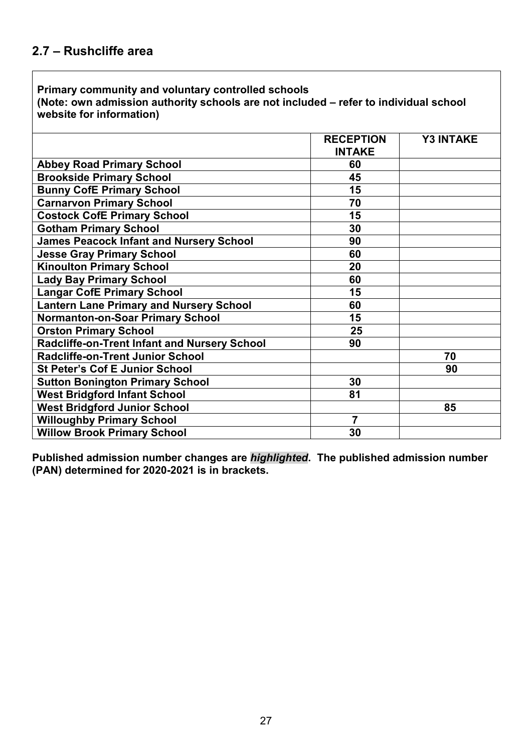## 2.7 – Rushcliffe area

**Primary community and voluntary controlled schools**
**(Note: own admission authority schools are not included – refer to individual school website for information)**

| | RECEPTION INTAKE | Y3 INTAKE |
|---|---|---|
| **Abbey Road Primary School** | 60 | |
| **Brookside Primary School** | 45 | |
| **Bunny CofE Primary School** | 15 | |
| **Carnarvon Primary School** | 70 | |
| **Costock CofE Primary School** | 15 | |
| **Gotham Primary School** | 30 | |
| **James Peacock Infant and Nursery School** | 90 | |
| **Jesse Gray Primary School** | 60 | |
| **Kinoulton Primary School** | 20 | |
| **Lady Bay Primary School** | 60 | |
| **Langar CofE Primary School** | 15 | |
| **Lantern Lane Primary and Nursery School** | 60 | |
| **Normanton-on-Soar Primary School** | 15 | |
| **Orston Primary School** | 25 | |
| **Radcliffe-on-Trent Infant and Nursery School** | 90 | |
| **Radcliffe-on-Trent Junior School** | | 70 |
| **St Peter's Cof E Junior School** | | 90 |
| **Sutton Bonington Primary School** | 30 | |
| **West Bridgford Infant School** | 81 | |
| **West Bridgford Junior School** | | 85 |
| **Willoughby Primary School** | 7 | |
| **Willow Brook Primary School** | 30 | |

**Published admission number changes are *highlighted*. The published admission number (PAN) determined for 2020-2021 is in brackets.**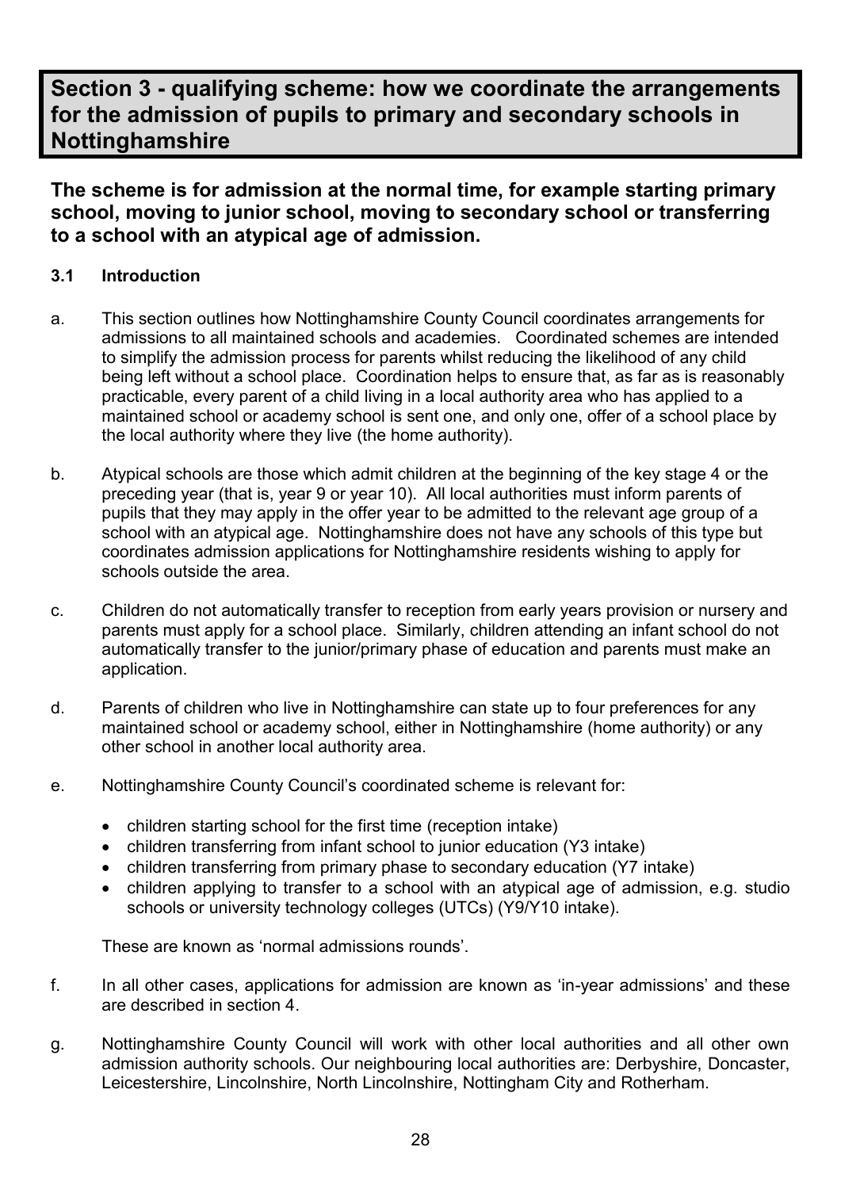# Section 3 - qualifying scheme: how we coordinate the arrangements for the admission of pupils to primary and secondary schools in Nottinghamshire

## The scheme is for admission at the normal time, for example starting primary school, moving to junior school, moving to secondary school or transferring to a school with an atypical age of admission.

### 3.1 Introduction

a. This section outlines how Nottinghamshire County Council coordinates arrangements for admissions to all maintained schools and academies. Coordinated schemes are intended to simplify the admission process for parents whilst reducing the likelihood of any child being left without a school place. Coordination helps to ensure that, as far as is reasonably practicable, every parent of a child living in a local authority area who has applied to a maintained school or academy school is sent one, and only one, offer of a school place by the local authority where they live (the home authority).

b. Atypical schools are those which admit children at the beginning of the key stage 4 or the preceding year (that is, year 9 or year 10). All local authorities must inform parents of pupils that they may apply in the offer year to be admitted to the relevant age group of a school with an atypical age. Nottinghamshire does not have any schools of this type but coordinates admission applications for Nottinghamshire residents wishing to apply for schools outside the area.

c. Children do not automatically transfer to reception from early years provision or nursery and parents must apply for a school place. Similarly, children attending an infant school do not automatically transfer to the junior/primary phase of education and parents must make an application.

d. Parents of children who live in Nottinghamshire can state up to four preferences for any maintained school or academy school, either in Nottinghamshire (home authority) or any other school in another local authority area.

e. Nottinghamshire County Council's coordinated scheme is relevant for:

- children starting school for the first time (reception intake)
- children transferring from infant school to junior education (Y3 intake)
- children transferring from primary phase to secondary education (Y7 intake)
- children applying to transfer to a school with an atypical age of admission, e.g. studio schools or university technology colleges (UTCs) (Y9/Y10 intake).

These are known as 'normal admissions rounds'.

f. In all other cases, applications for admission are known as 'in-year admissions' and these are described in section 4.

g. Nottinghamshire County Council will work with other local authorities and all other own admission authority schools. Our neighbouring local authorities are: Derbyshire, Doncaster, Leicestershire, Lincolnshire, North Lincolnshire, Nottingham City and Rotherham.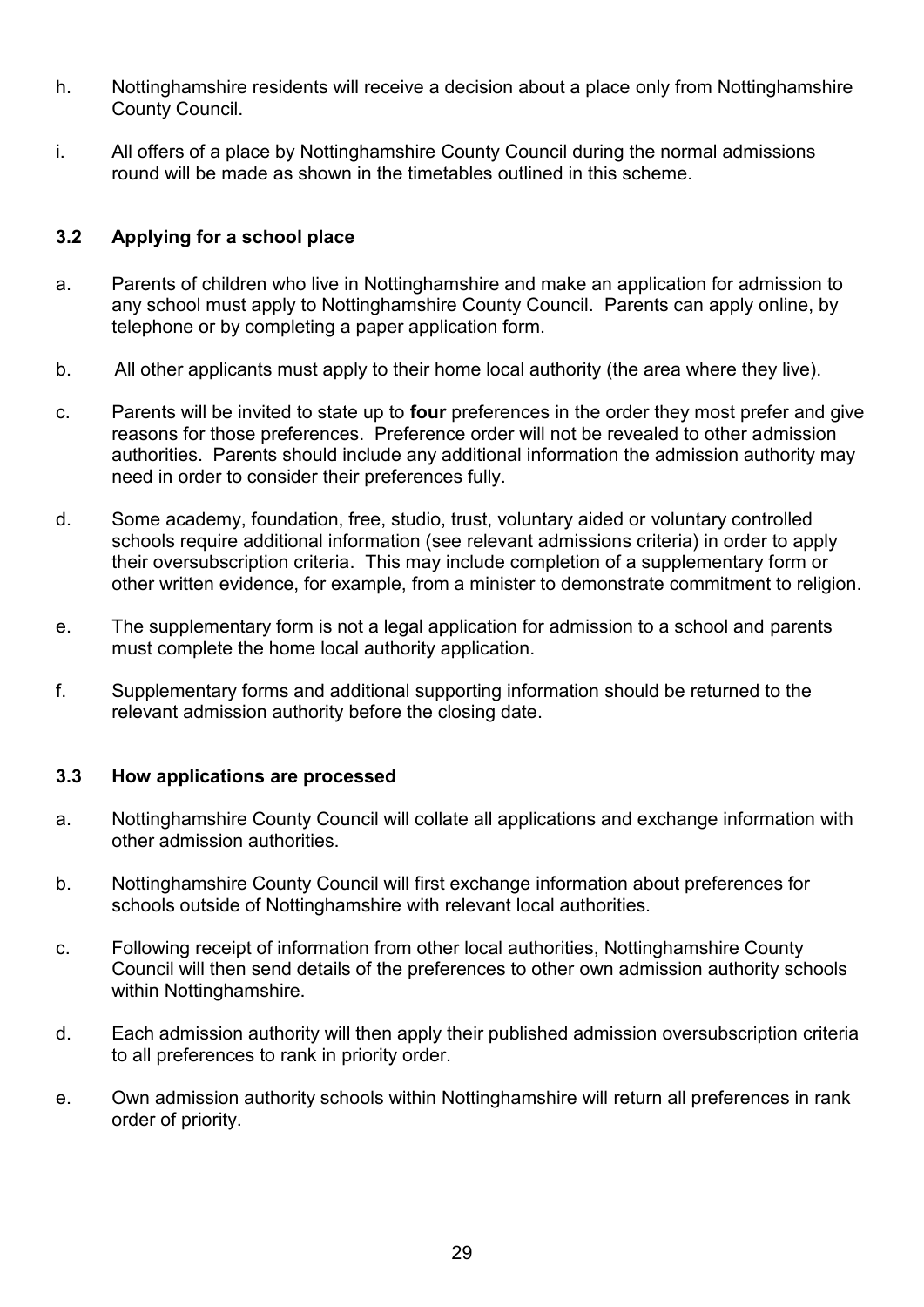h. Nottinghamshire residents will receive a decision about a place only from Nottinghamshire County Council.

i. All offers of a place by Nottinghamshire County Council during the normal admissions round will be made as shown in the timetables outlined in this scheme.

### 3.2 Applying for a school place

a. Parents of children who live in Nottinghamshire and make an application for admission to any school must apply to Nottinghamshire County Council. Parents can apply online, by telephone or by completing a paper application form.

b. All other applicants must apply to their home local authority (the area where they live).

c. Parents will be invited to state up to **four** preferences in the order they most prefer and give reasons for those preferences. Preference order will not be revealed to other admission authorities. Parents should include any additional information the admission authority may need in order to consider their preferences fully.

d. Some academy, foundation, free, studio, trust, voluntary aided or voluntary controlled schools require additional information (see relevant admissions criteria) in order to apply their oversubscription criteria. This may include completion of a supplementary form or other written evidence, for example, from a minister to demonstrate commitment to religion.

e. The supplementary form is not a legal application for admission to a school and parents must complete the home local authority application.

f. Supplementary forms and additional supporting information should be returned to the relevant admission authority before the closing date.

### 3.3 How applications are processed

a. Nottinghamshire County Council will collate all applications and exchange information with other admission authorities.

b. Nottinghamshire County Council will first exchange information about preferences for schools outside of Nottinghamshire with relevant local authorities.

c. Following receipt of information from other local authorities, Nottinghamshire County Council will then send details of the preferences to other own admission authority schools within Nottinghamshire.

d. Each admission authority will then apply their published admission oversubscription criteria to all preferences to rank in priority order.

e. Own admission authority schools within Nottinghamshire will return all preferences in rank order of priority.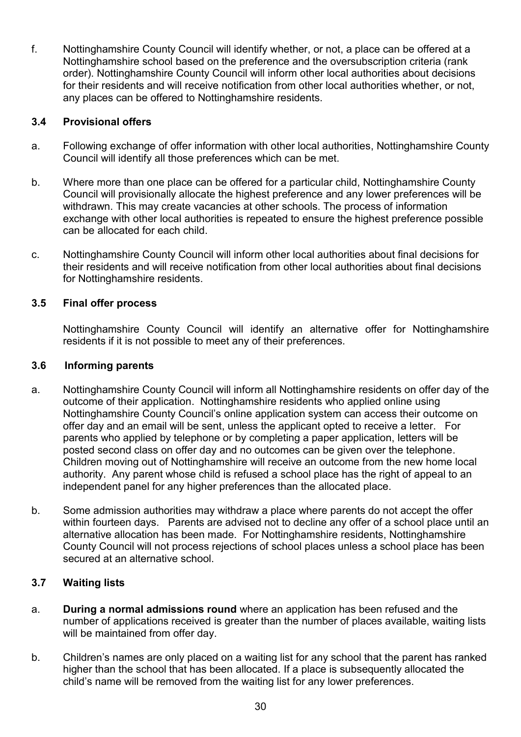f. Nottinghamshire County Council will identify whether, or not, a place can be offered at a Nottinghamshire school based on the preference and the oversubscription criteria (rank order). Nottinghamshire County Council will inform other local authorities about decisions for their residents and will receive notification from other local authorities whether, or not, any places can be offered to Nottinghamshire residents.

### 3.4 Provisional offers

a. Following exchange of offer information with other local authorities, Nottinghamshire County Council will identify all those preferences which can be met.

b. Where more than one place can be offered for a particular child, Nottinghamshire County Council will provisionally allocate the highest preference and any lower preferences will be withdrawn. This may create vacancies at other schools. The process of information exchange with other local authorities is repeated to ensure the highest preference possible can be allocated for each child.

c. Nottinghamshire County Council will inform other local authorities about final decisions for their residents and will receive notification from other local authorities about final decisions for Nottinghamshire residents.

### 3.5 Final offer process

Nottinghamshire County Council will identify an alternative offer for Nottinghamshire residents if it is not possible to meet any of their preferences.

### 3.6 Informing parents

a. Nottinghamshire County Council will inform all Nottinghamshire residents on offer day of the outcome of their application. Nottinghamshire residents who applied online using Nottinghamshire County Council's online application system can access their outcome on offer day and an email will be sent, unless the applicant opted to receive a letter. For parents who applied by telephone or by completing a paper application, letters will be posted second class on offer day and no outcomes can be given over the telephone. Children moving out of Nottinghamshire will receive an outcome from the new home local authority. Any parent whose child is refused a school place has the right of appeal to an independent panel for any higher preferences than the allocated place.

b. Some admission authorities may withdraw a place where parents do not accept the offer within fourteen days. Parents are advised not to decline any offer of a school place until an alternative allocation has been made. For Nottinghamshire residents, Nottinghamshire County Council will not process rejections of school places unless a school place has been secured at an alternative school.

### 3.7 Waiting lists

a. **During a normal admissions round** where an application has been refused and the number of applications received is greater than the number of places available, waiting lists will be maintained from offer day.

b. Children's names are only placed on a waiting list for any school that the parent has ranked higher than the school that has been allocated. If a place is subsequently allocated the child's name will be removed from the waiting list for any lower preferences.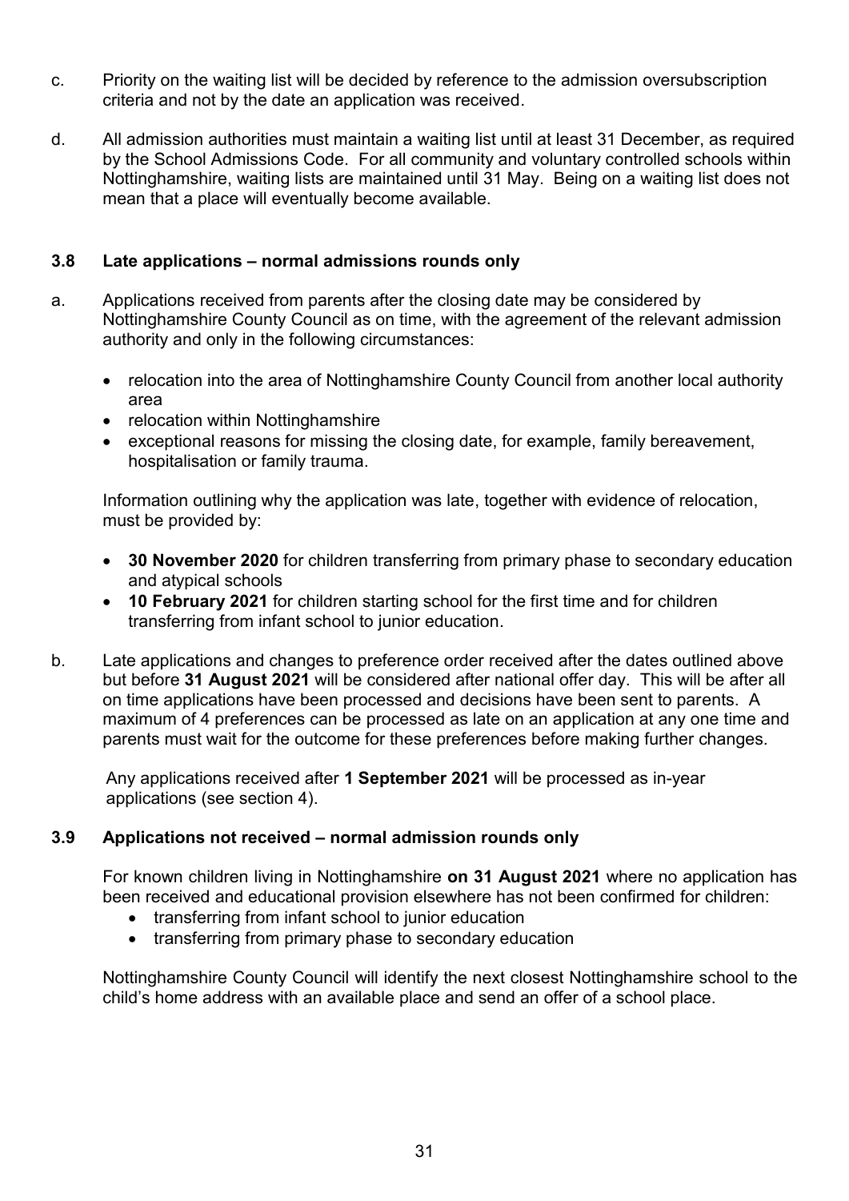c. Priority on the waiting list will be decided by reference to the admission oversubscription criteria and not by the date an application was received.

d. All admission authorities must maintain a waiting list until at least 31 December, as required by the School Admissions Code. For all community and voluntary controlled schools within Nottinghamshire, waiting lists are maintained until 31 May. Being on a waiting list does not mean that a place will eventually become available.

### 3.8 Late applications – normal admissions rounds only

a. Applications received from parents after the closing date may be considered by Nottinghamshire County Council as on time, with the agreement of the relevant admission authority and only in the following circumstances:

- relocation into the area of Nottinghamshire County Council from another local authority area
- relocation within Nottinghamshire
- exceptional reasons for missing the closing date, for example, family bereavement, hospitalisation or family trauma.

Information outlining why the application was late, together with evidence of relocation, must be provided by:

- **30 November 2020** for children transferring from primary phase to secondary education and atypical schools
- **10 February 2021** for children starting school for the first time and for children transferring from infant school to junior education.

b. Late applications and changes to preference order received after the dates outlined above but before **31 August 2021** will be considered after national offer day. This will be after all on time applications have been processed and decisions have been sent to parents. A maximum of 4 preferences can be processed as late on an application at any one time and parents must wait for the outcome for these preferences before making further changes.

Any applications received after **1 September 2021** will be processed as in-year applications (see section 4).

### 3.9 Applications not received – normal admission rounds only

For known children living in Nottinghamshire **on 31 August 2021** where no application has been received and educational provision elsewhere has not been confirmed for children:

- transferring from infant school to junior education
- transferring from primary phase to secondary education

Nottinghamshire County Council will identify the next closest Nottinghamshire school to the child's home address with an available place and send an offer of a school place.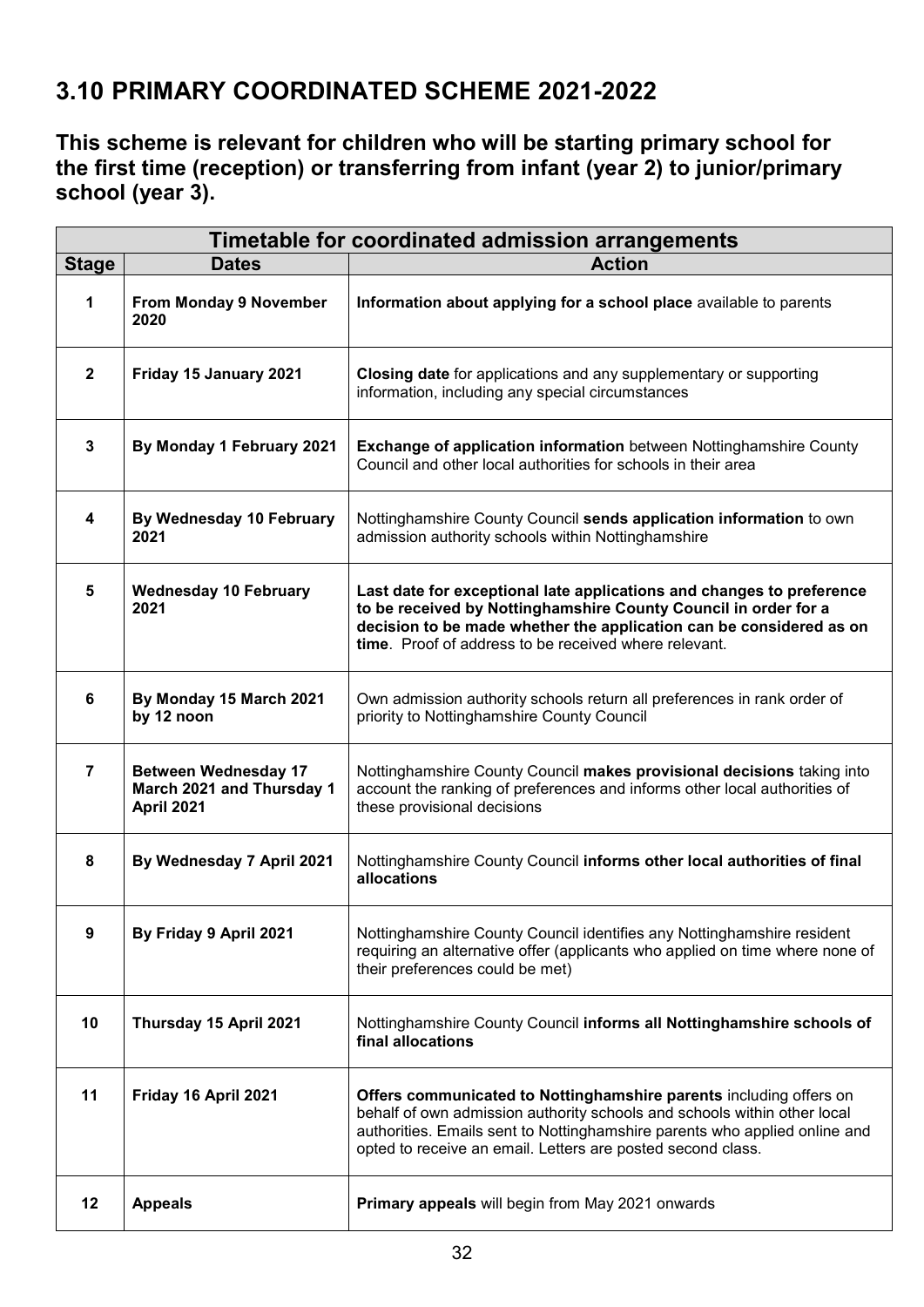# 3.10 PRIMARY COORDINATED SCHEME 2021-2022

**This scheme is relevant for children who will be starting primary school for the first time (reception) or transferring from infant (year 2) to junior/primary school (year 3).**

| Timetable for coordinated admission arrangements | | |
|---|---|---|
| **Stage** | **Dates** | **Action** |
| 1 | **From Monday 9 November 2020** | **Information about applying for a school place** available to parents |
| 2 | **Friday 15 January 2021** | **Closing date** for applications and any supplementary or supporting information, including any special circumstances |
| 3 | **By Monday 1 February 2021** | **Exchange of application information** between Nottinghamshire County Council and other local authorities for schools in their area |
| 4 | **By Wednesday 10 February 2021** | Nottinghamshire County Council **sends application information** to own admission authority schools within Nottinghamshire |
| 5 | **Wednesday 10 February 2021** | **Last date for exceptional late applications and changes to preference to be received by Nottinghamshire County Council in order for a decision to be made whether the application can be considered as on time**. Proof of address to be received where relevant. |
| 6 | **By Monday 15 March 2021 by 12 noon** | Own admission authority schools return all preferences in rank order of priority to Nottinghamshire County Council |
| 7 | **Between Wednesday 17 March 2021 and Thursday 1 April 2021** | Nottinghamshire County Council **makes provisional decisions** taking into account the ranking of preferences and informs other local authorities of these provisional decisions |
| 8 | **By Wednesday 7 April 2021** | Nottinghamshire County Council **informs other local authorities of final allocations** |
| 9 | **By Friday 9 April 2021** | Nottinghamshire County Council identifies any Nottinghamshire resident requiring an alternative offer (applicants who applied on time where none of their preferences could be met) |
| 10 | **Thursday 15 April 2021** | Nottinghamshire County Council **informs all Nottinghamshire schools of final allocations** |
| 11 | **Friday 16 April 2021** | **Offers communicated to Nottinghamshire parents** including offers on behalf of own admission authority schools and schools within other local authorities. Emails sent to Nottinghamshire parents who applied online and opted to receive an email. Letters are posted second class. |
| 12 | **Appeals** | **Primary appeals** will begin from May 2021 onwards |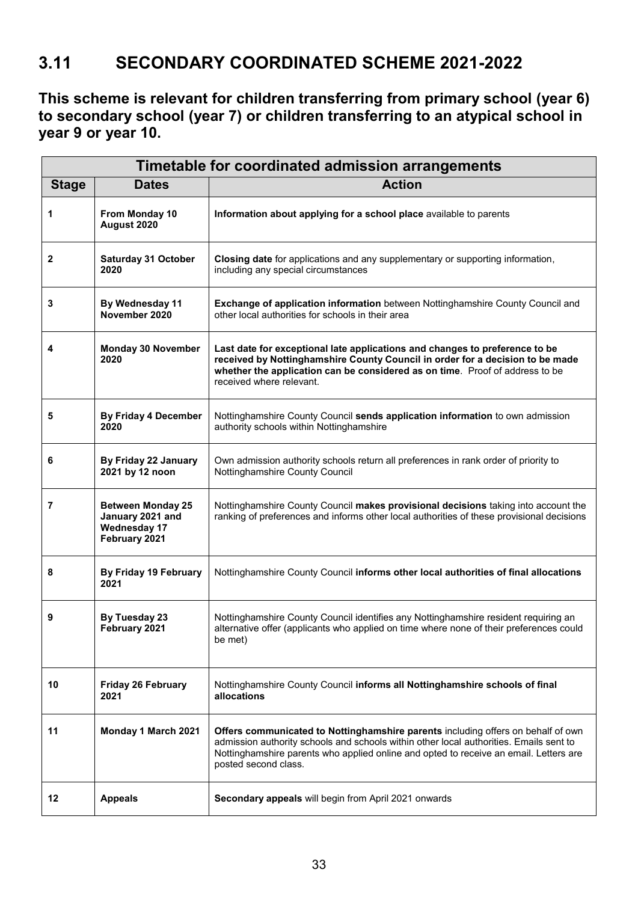## 3.11 SECONDARY COORDINATED SCHEME 2021-2022

**This scheme is relevant for children transferring from primary school (year 6) to secondary school (year 7) or children transferring to an atypical school in year 9 or year 10.**

| **Timetable for coordinated admission arrangements** | | |
|---|---|---|
| **Stage** | **Dates** | **Action** |
| 1 | **From Monday 10 August 2020** | **Information about applying for a school place** available to parents |
| 2 | **Saturday 31 October 2020** | **Closing date** for applications and any supplementary or supporting information, including any special circumstances |
| 3 | **By Wednesday 11 November 2020** | **Exchange of application information** between Nottinghamshire County Council and other local authorities for schools in their area |
| 4 | **Monday 30 November 2020** | **Last date for exceptional late applications and changes to preference to be received by Nottinghamshire County Council in order for a decision to be made whether the application can be considered as on time**. Proof of address to be received where relevant. |
| 5 | **By Friday 4 December 2020** | Nottinghamshire County Council **sends application information** to own admission authority schools within Nottinghamshire |
| 6 | **By Friday 22 January 2021 by 12 noon** | Own admission authority schools return all preferences in rank order of priority to Nottinghamshire County Council |
| 7 | **Between Monday 25 January 2021 and Wednesday 17 February 2021** | Nottinghamshire County Council **makes provisional decisions** taking into account the ranking of preferences and informs other local authorities of these provisional decisions |
| 8 | **By Friday 19 February 2021** | Nottinghamshire County Council **informs other local authorities of final allocations** |
| 9 | **By Tuesday 23 February 2021** | Nottinghamshire County Council identifies any Nottinghamshire resident requiring an alternative offer (applicants who applied on time where none of their preferences could be met) |
| 10 | **Friday 26 February 2021** | Nottinghamshire County Council **informs all Nottinghamshire schools of final allocations** |
| 11 | **Monday 1 March 2021** | **Offers communicated to Nottinghamshire parents** including offers on behalf of own admission authority schools and schools within other local authorities. Emails sent to Nottinghamshire parents who applied online and opted to receive an email. Letters are posted second class. |
| 12 | **Appeals** | **Secondary appeals** will begin from April 2021 onwards |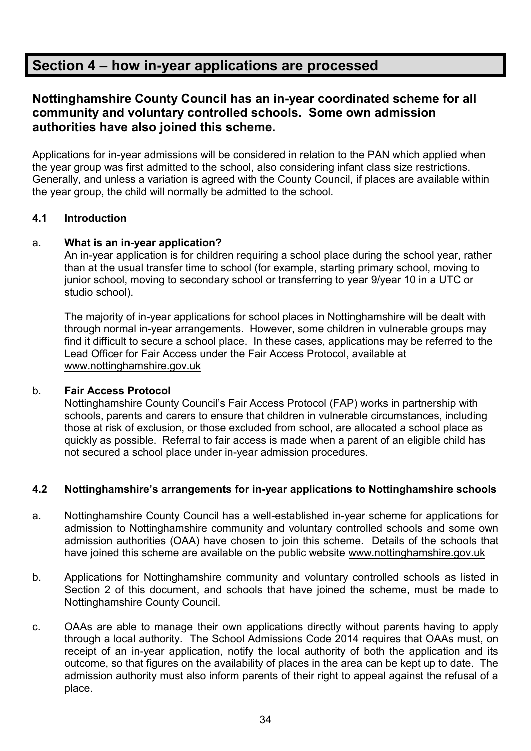# Section 4 – how in-year applications are processed

## Nottinghamshire County Council has an in-year coordinated scheme for all community and voluntary controlled schools. Some own admission authorities have also joined this scheme.

Applications for in-year admissions will be considered in relation to the PAN which applied when the year group was first admitted to the school, also considering infant class size restrictions. Generally, and unless a variation is agreed with the County Council, if places are available within the year group, the child will normally be admitted to the school.

### 4.1 Introduction

a. **What is an in-year application?**

An in-year application is for children requiring a school place during the school year, rather than at the usual transfer time to school (for example, starting primary school, moving to junior school, moving to secondary school or transferring to year 9/year 10 in a UTC or studio school).

The majority of in-year applications for school places in Nottinghamshire will be dealt with through normal in-year arrangements. However, some children in vulnerable groups may find it difficult to secure a school place. In these cases, applications may be referred to the Lead Officer for Fair Access under the Fair Access Protocol, available at www.nottinghamshire.gov.uk

b. **Fair Access Protocol**

Nottinghamshire County Council's Fair Access Protocol (FAP) works in partnership with schools, parents and carers to ensure that children in vulnerable circumstances, including those at risk of exclusion, or those excluded from school, are allocated a school place as quickly as possible. Referral to fair access is made when a parent of an eligible child has not secured a school place under in-year admission procedures.

### 4.2 Nottinghamshire's arrangements for in-year applications to Nottinghamshire schools

a. Nottinghamshire County Council has a well-established in-year scheme for applications for admission to Nottinghamshire community and voluntary controlled schools and some own admission authorities (OAA) have chosen to join this scheme. Details of the schools that have joined this scheme are available on the public website www.nottinghamshire.gov.uk

b. Applications for Nottinghamshire community and voluntary controlled schools as listed in Section 2 of this document, and schools that have joined the scheme, must be made to Nottinghamshire County Council.

c. OAAs are able to manage their own applications directly without parents having to apply through a local authority. The School Admissions Code 2014 requires that OAAs must, on receipt of an in-year application, notify the local authority of both the application and its outcome, so that figures on the availability of places in the area can be kept up to date. The admission authority must also inform parents of their right to appeal against the refusal of a place.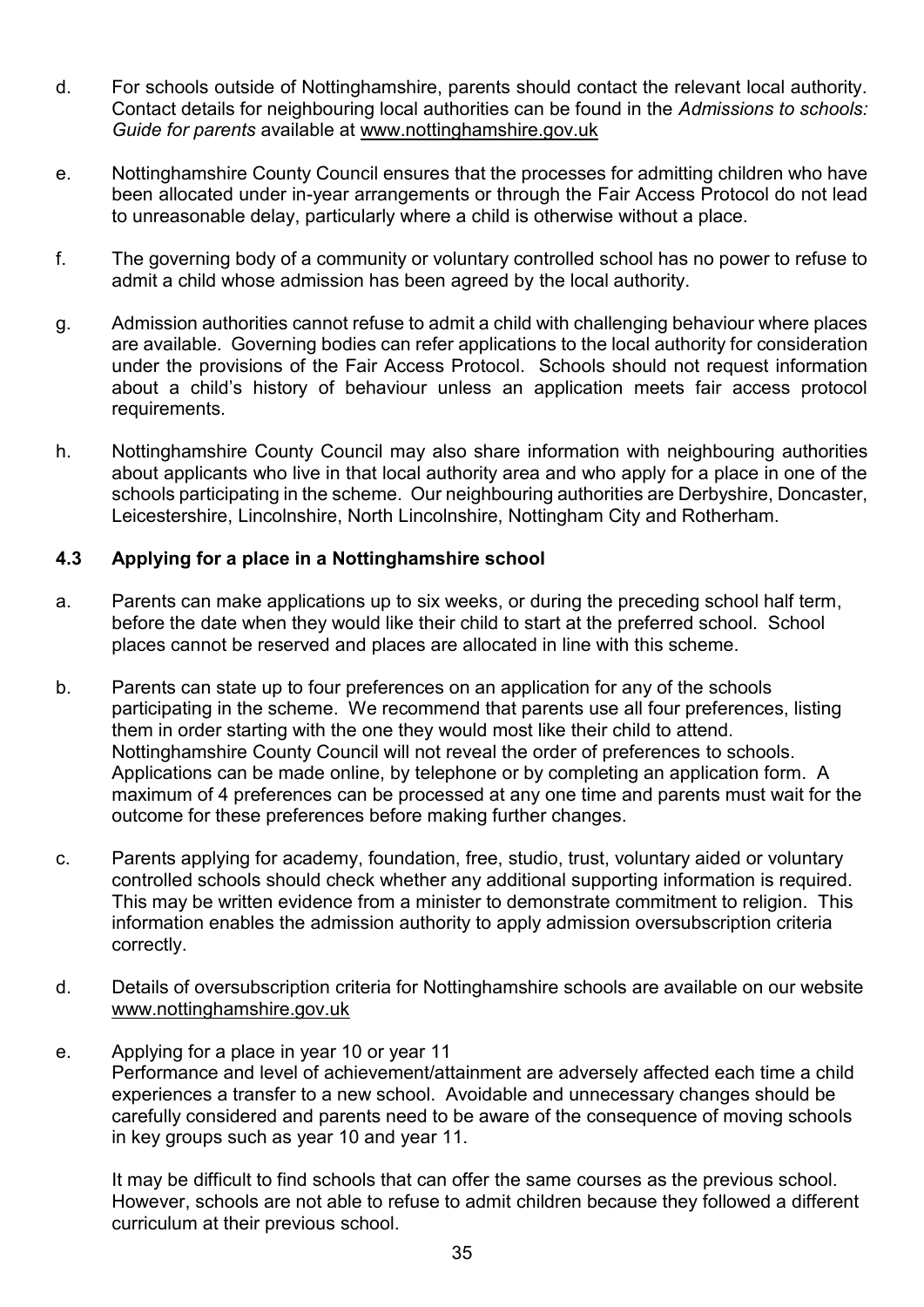d. For schools outside of Nottinghamshire, parents should contact the relevant local authority. Contact details for neighbouring local authorities can be found in the *Admissions to schools: Guide for parents* available at www.nottinghamshire.gov.uk

e. Nottinghamshire County Council ensures that the processes for admitting children who have been allocated under in-year arrangements or through the Fair Access Protocol do not lead to unreasonable delay, particularly where a child is otherwise without a place.

f. The governing body of a community or voluntary controlled school has no power to refuse to admit a child whose admission has been agreed by the local authority.

g. Admission authorities cannot refuse to admit a child with challenging behaviour where places are available. Governing bodies can refer applications to the local authority for consideration under the provisions of the Fair Access Protocol. Schools should not request information about a child's history of behaviour unless an application meets fair access protocol requirements.

h. Nottinghamshire County Council may also share information with neighbouring authorities about applicants who live in that local authority area and who apply for a place in one of the schools participating in the scheme. Our neighbouring authorities are Derbyshire, Doncaster, Leicestershire, Lincolnshire, North Lincolnshire, Nottingham City and Rotherham.

### 4.3 Applying for a place in a Nottinghamshire school

a. Parents can make applications up to six weeks, or during the preceding school half term, before the date when they would like their child to start at the preferred school. School places cannot be reserved and places are allocated in line with this scheme.

b. Parents can state up to four preferences on an application for any of the schools participating in the scheme. We recommend that parents use all four preferences, listing them in order starting with the one they would most like their child to attend. Nottinghamshire County Council will not reveal the order of preferences to schools. Applications can be made online, by telephone or by completing an application form. A maximum of 4 preferences can be processed at any one time and parents must wait for the outcome for these preferences before making further changes.

c. Parents applying for academy, foundation, free, studio, trust, voluntary aided or voluntary controlled schools should check whether any additional supporting information is required. This may be written evidence from a minister to demonstrate commitment to religion. This information enables the admission authority to apply admission oversubscription criteria correctly.

d. Details of oversubscription criteria for Nottinghamshire schools are available on our website www.nottinghamshire.gov.uk

e. Applying for a place in year 10 or year 11
Performance and level of achievement/attainment are adversely affected each time a child experiences a transfer to a new school. Avoidable and unnecessary changes should be carefully considered and parents need to be aware of the consequence of moving schools in key groups such as year 10 and year 11.

It may be difficult to find schools that can offer the same courses as the previous school. However, schools are not able to refuse to admit children because they followed a different curriculum at their previous school.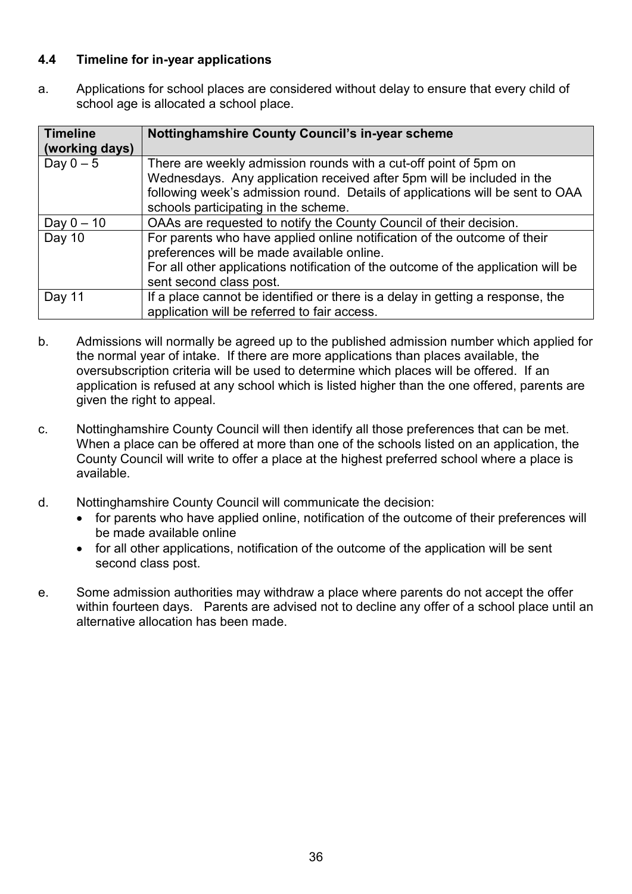### 4.4 Timeline for in-year applications

a. Applications for school places are considered without delay to ensure that every child of school age is allocated a school place.

| Timeline (working days) | Nottinghamshire County Council's in-year scheme |
|---|---|
| Day 0 – 5 | There are weekly admission rounds with a cut-off point of 5pm on Wednesdays. Any application received after 5pm will be included in the following week's admission round. Details of applications will be sent to OAA schools participating in the scheme. |
| Day 0 – 10 | OAAs are requested to notify the County Council of their decision. |
| Day 10 | For parents who have applied online notification of the outcome of their preferences will be made available online.<br>For all other applications notification of the outcome of the application will be sent second class post. |
| Day 11 | If a place cannot be identified or there is a delay in getting a response, the application will be referred to fair access. |

b. Admissions will normally be agreed up to the published admission number which applied for the normal year of intake. If there are more applications than places available, the oversubscription criteria will be used to determine which places will be offered. If an application is refused at any school which is listed higher than the one offered, parents are given the right to appeal.

c. Nottinghamshire County Council will then identify all those preferences that can be met. When a place can be offered at more than one of the schools listed on an application, the County Council will write to offer a place at the highest preferred school where a place is available.

d. Nottinghamshire County Council will communicate the decision:
   - for parents who have applied online, notification of the outcome of their preferences will be made available online
   - for all other applications, notification of the outcome of the application will be sent second class post.

e. Some admission authorities may withdraw a place where parents do not accept the offer within fourteen days. Parents are advised not to decline any offer of a school place until an alternative allocation has been made.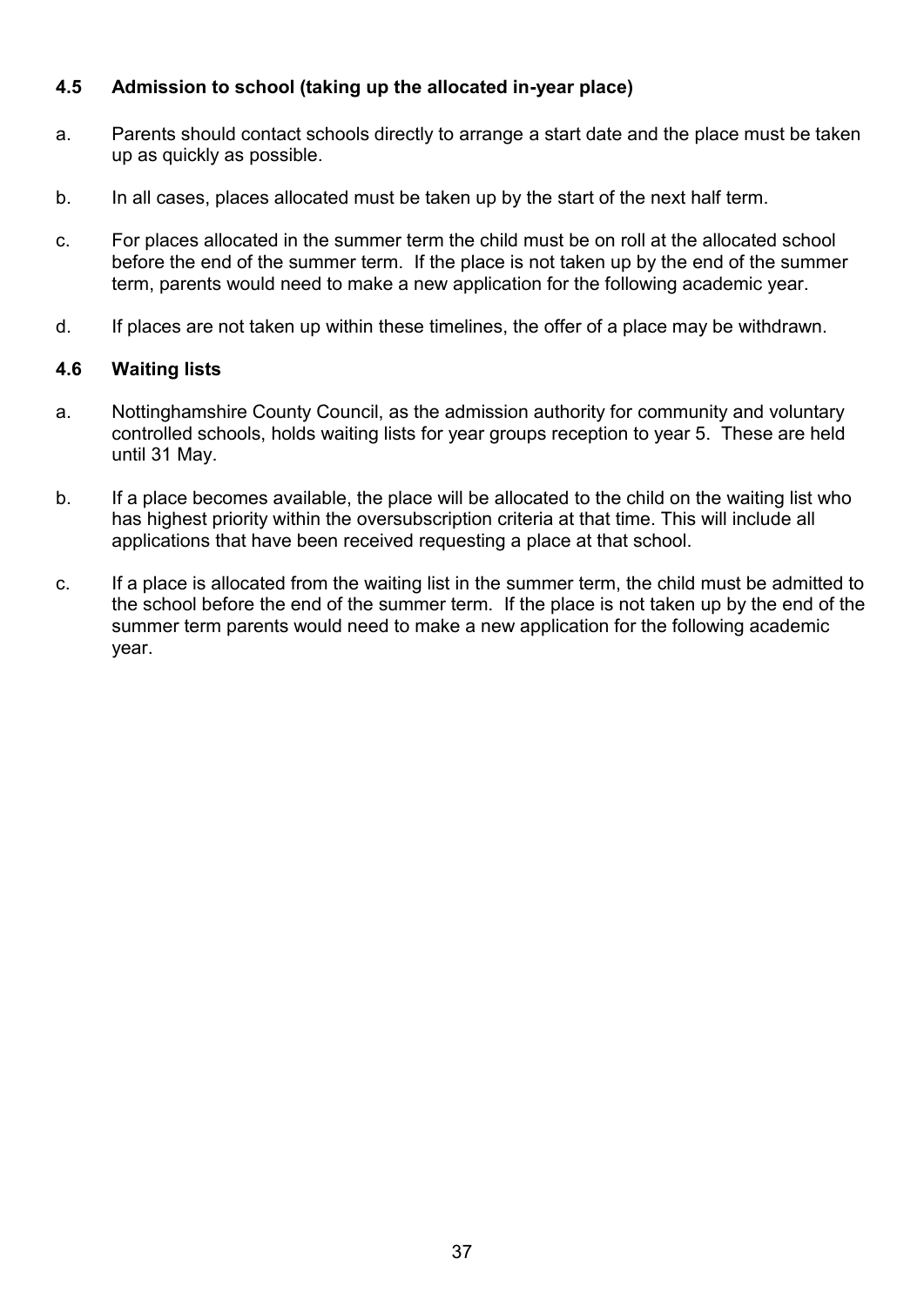### 4.5 Admission to school (taking up the allocated in-year place)

a. Parents should contact schools directly to arrange a start date and the place must be taken up as quickly as possible.

b. In all cases, places allocated must be taken up by the start of the next half term.

c. For places allocated in the summer term the child must be on roll at the allocated school before the end of the summer term. If the place is not taken up by the end of the summer term, parents would need to make a new application for the following academic year.

d. If places are not taken up within these timelines, the offer of a place may be withdrawn.

### 4.6 Waiting lists

a. Nottinghamshire County Council, as the admission authority for community and voluntary controlled schools, holds waiting lists for year groups reception to year 5. These are held until 31 May.

b. If a place becomes available, the place will be allocated to the child on the waiting list who has highest priority within the oversubscription criteria at that time. This will include all applications that have been received requesting a place at that school.

c. If a place is allocated from the waiting list in the summer term, the child must be admitted to the school before the end of the summer term. If the place is not taken up by the end of the summer term parents would need to make a new application for the following academic year.